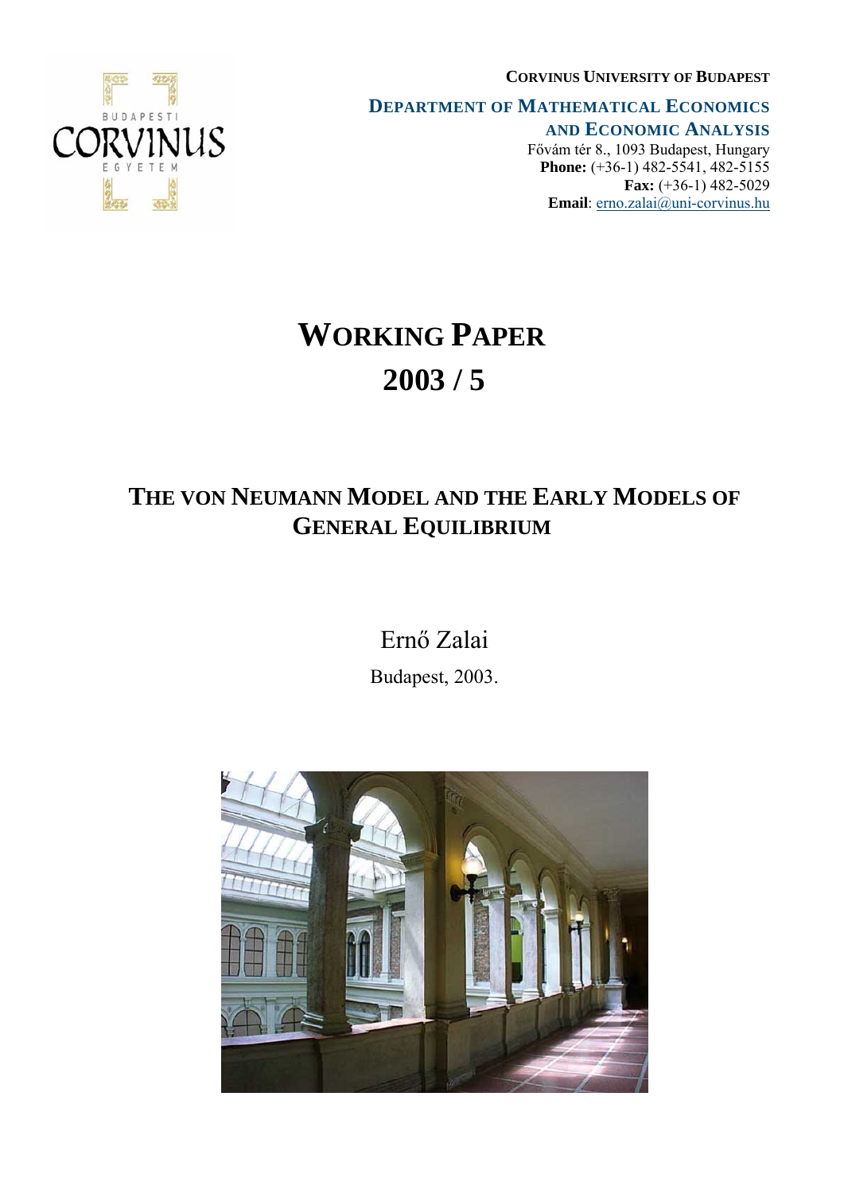**CORVINUS UNIVERSITY OF BUDAPEST**

**DEPARTMENT OF MATHEMATICAL ECONOMICS AND ECONOMIC ANALYSIS**

Fővám tér 8., 1093 Budapest, Hungary
**Phone:** (+36-1) 482-5541, 482-5155
**Fax:** (+36-1) 482-5029
**Email**: erno.zalai@uni-corvinus.hu

# WORKING PAPER 2003 / 5

## THE VON NEUMANN MODEL AND THE EARLY MODELS OF GENERAL EQUILIBRIUM

Ernő Zalai

Budapest, 2003.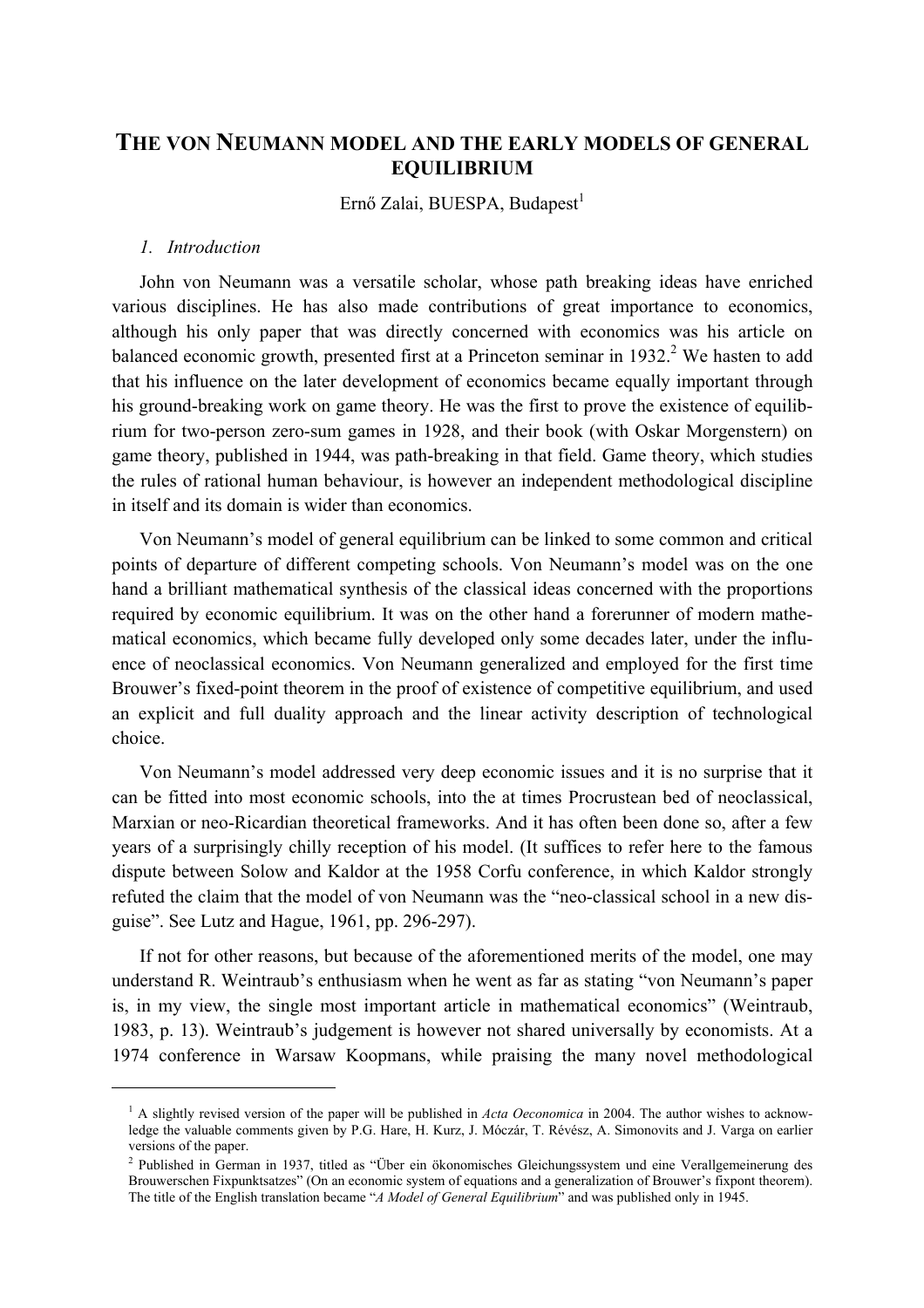# THE VON NEUMANN MODEL AND THE EARLY MODELS OF GENERAL EQUILIBRIUM

Ernő Zalai, BUESPA, Budapest[1]

### *1. Introduction*

John von Neumann was a versatile scholar, whose path breaking ideas have enriched various disciplines. He has also made contributions of great importance to economics, although his only paper that was directly concerned with economics was his article on balanced economic growth, presented first at a Princeton seminar in 1932.[2] We hasten to add that his influence on the later development of economics became equally important through his ground-breaking work on game theory. He was the first to prove the existence of equilibrium for two-person zero-sum games in 1928, and their book (with Oskar Morgenstern) on game theory, published in 1944, was path-breaking in that field. Game theory, which studies the rules of rational human behaviour, is however an independent methodological discipline in itself and its domain is wider than economics.

Von Neumann's model of general equilibrium can be linked to some common and critical points of departure of different competing schools. Von Neumann's model was on the one hand a brilliant mathematical synthesis of the classical ideas concerned with the proportions required by economic equilibrium. It was on the other hand a forerunner of modern mathematical economics, which became fully developed only some decades later, under the influence of neoclassical economics. Von Neumann generalized and employed for the first time Brouwer's fixed-point theorem in the proof of existence of competitive equilibrium, and used an explicit and full duality approach and the linear activity description of technological choice.

Von Neumann's model addressed very deep economic issues and it is no surprise that it can be fitted into most economic schools, into the at times Procrustean bed of neoclassical, Marxian or neo-Ricardian theoretical frameworks. And it has often been done so, after a few years of a surprisingly chilly reception of his model. (It suffices to refer here to the famous dispute between Solow and Kaldor at the 1958 Corfu conference, in which Kaldor strongly refuted the claim that the model of von Neumann was the "neo-classical school in a new disguise". See Lutz and Hague, 1961, pp. 296-297).

If not for other reasons, but because of the aforementioned merits of the model, one may understand R. Weintraub's enthusiasm when he went as far as stating "von Neumann's paper is, in my view, the single most important article in mathematical economics" (Weintraub, 1983, p. 13). Weintraub's judgement is however not shared universally by economists. At a 1974 conference in Warsaw Koopmans, while praising the many novel methodological

---

[1] A slightly revised version of the paper will be published in *Acta Oeconomica* in 2004. The author wishes to acknowledge the valuable comments given by P.G. Hare, H. Kurz, J. Móczár, T. Révész, A. Simonovits and J. Varga on earlier versions of the paper.

[2] Published in German in 1937, titled as "Über ein ökonomisches Gleichungssystem und eine Verallgemeinerung des Brouwerschen Fixpunktsatzes" (On an economic system of equations and a generalization of Brouwer's fixpont theorem). The title of the English translation became "*A Model of General Equilibrium*" and was published only in 1945.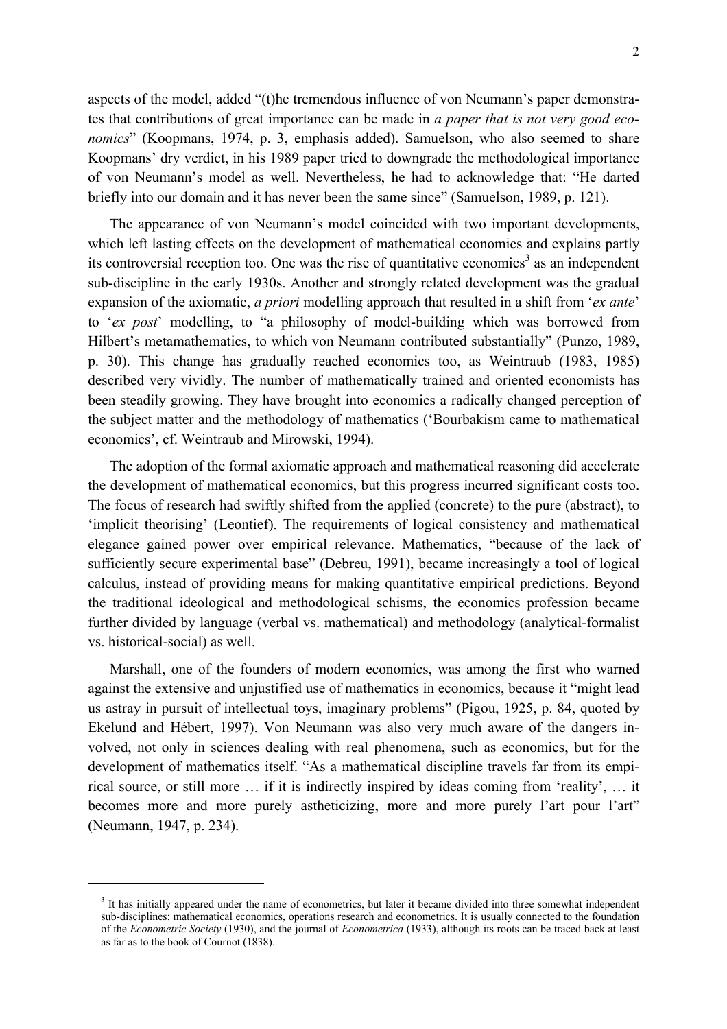aspects of the model, added "(t)he tremendous influence of von Neumann's paper demonstrates that contributions of great importance can be made in *a paper that is not very good economics*" (Koopmans, 1974, p. 3, emphasis added). Samuelson, who also seemed to share Koopmans' dry verdict, in his 1989 paper tried to downgrade the methodological importance of von Neumann's model as well. Nevertheless, he had to acknowledge that: "He darted briefly into our domain and it has never been the same since" (Samuelson, 1989, p. 121).

The appearance of von Neumann's model coincided with two important developments, which left lasting effects on the development of mathematical economics and explains partly its controversial reception too. One was the rise of quantitative economics[3] as an independent sub-discipline in the early 1930s. Another and strongly related development was the gradual expansion of the axiomatic, *a priori* modelling approach that resulted in a shift from '*ex ante*' to '*ex post*' modelling, to "a philosophy of model-building which was borrowed from Hilbert's metamathematics, to which von Neumann contributed substantially" (Punzo, 1989, p. 30). This change has gradually reached economics too, as Weintraub (1983, 1985) described very vividly. The number of mathematically trained and oriented economists has been steadily growing. They have brought into economics a radically changed perception of the subject matter and the methodology of mathematics ('Bourbakism came to mathematical economics', cf. Weintraub and Mirowski, 1994).

The adoption of the formal axiomatic approach and mathematical reasoning did accelerate the development of mathematical economics, but this progress incurred significant costs too. The focus of research had swiftly shifted from the applied (concrete) to the pure (abstract), to 'implicit theorising' (Leontief). The requirements of logical consistency and mathematical elegance gained power over empirical relevance. Mathematics, "because of the lack of sufficiently secure experimental base" (Debreu, 1991), became increasingly a tool of logical calculus, instead of providing means for making quantitative empirical predictions. Beyond the traditional ideological and methodological schisms, the economics profession became further divided by language (verbal vs. mathematical) and methodology (analytical-formalist vs. historical-social) as well.

Marshall, one of the founders of modern economics, was among the first who warned against the extensive and unjustified use of mathematics in economics, because it "might lead us astray in pursuit of intellectual toys, imaginary problems" (Pigou, 1925, p. 84, quoted by Ekelund and Hébert, 1997). Von Neumann was also very much aware of the dangers involved, not only in sciences dealing with real phenomena, such as economics, but for the development of mathematics itself. "As a mathematical discipline travels far from its empirical source, or still more … if it is indirectly inspired by ideas coming from 'reality', … it becomes more and more purely astheticizing, more and more purely l'art pour l'art" (Neumann, 1947, p. 234).

---

[3] It has initially appeared under the name of econometrics, but later it became divided into three somewhat independent sub-disciplines: mathematical economics, operations research and econometrics. It is usually connected to the foundation of the *Econometric Society* (1930), and the journal of *Econometrica* (1933), although its roots can be traced back at least as far as to the book of Cournot (1838).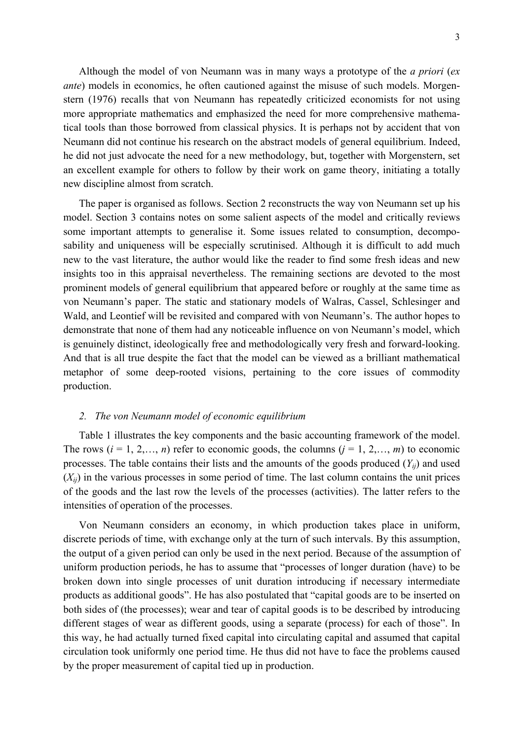Although the model of von Neumann was in many ways a prototype of the *a priori* (*ex ante*) models in economics, he often cautioned against the misuse of such models. Morgenstern (1976) recalls that von Neumann has repeatedly criticized economists for not using more appropriate mathematics and emphasized the need for more comprehensive mathematical tools than those borrowed from classical physics. It is perhaps not by accident that von Neumann did not continue his research on the abstract models of general equilibrium. Indeed, he did not just advocate the need for a new methodology, but, together with Morgenstern, set an excellent example for others to follow by their work on game theory, initiating a totally new discipline almost from scratch.

The paper is organised as follows. Section 2 reconstructs the way von Neumann set up his model. Section 3 contains notes on some salient aspects of the model and critically reviews some important attempts to generalise it. Some issues related to consumption, decomposability and uniqueness will be especially scrutinised. Although it is difficult to add much new to the vast literature, the author would like the reader to find some fresh ideas and new insights too in this appraisal nevertheless. The remaining sections are devoted to the most prominent models of general equilibrium that appeared before or roughly at the same time as von Neumann's paper. The static and stationary models of Walras, Cassel, Schlesinger and Wald, and Leontief will be revisited and compared with von Neumann's. The author hopes to demonstrate that none of them had any noticeable influence on von Neumann's model, which is genuinely distinct, ideologically free and methodologically very fresh and forward-looking. And that is all true despite the fact that the model can be viewed as a brilliant mathematical metaphor of some deep-rooted visions, pertaining to the core issues of commodity production.

## *2. The von Neumann model of economic equilibrium*

Table 1 illustrates the key components and the basic accounting framework of the model. The rows ($i = 1, 2,\ldots, n$) refer to economic goods, the columns ($j = 1, 2,\ldots, m$) to economic processes. The table contains their lists and the amounts of the goods produced ($Y_{ij}$) and used ($X_{ij}$) in the various processes in some period of time. The last column contains the unit prices of the goods and the last row the levels of the processes (activities). The latter refers to the intensities of operation of the processes.

Von Neumann considers an economy, in which production takes place in uniform, discrete periods of time, with exchange only at the turn of such intervals. By this assumption, the output of a given period can only be used in the next period. Because of the assumption of uniform production periods, he has to assume that "processes of longer duration (have) to be broken down into single processes of unit duration introducing if necessary intermediate products as additional goods". He has also postulated that "capital goods are to be inserted on both sides of (the processes); wear and tear of capital goods is to be described by introducing different stages of wear as different goods, using a separate (process) for each of those". In this way, he had actually turned fixed capital into circulating capital and assumed that capital circulation took uniformly one period time. He thus did not have to face the problems caused by the proper measurement of capital tied up in production.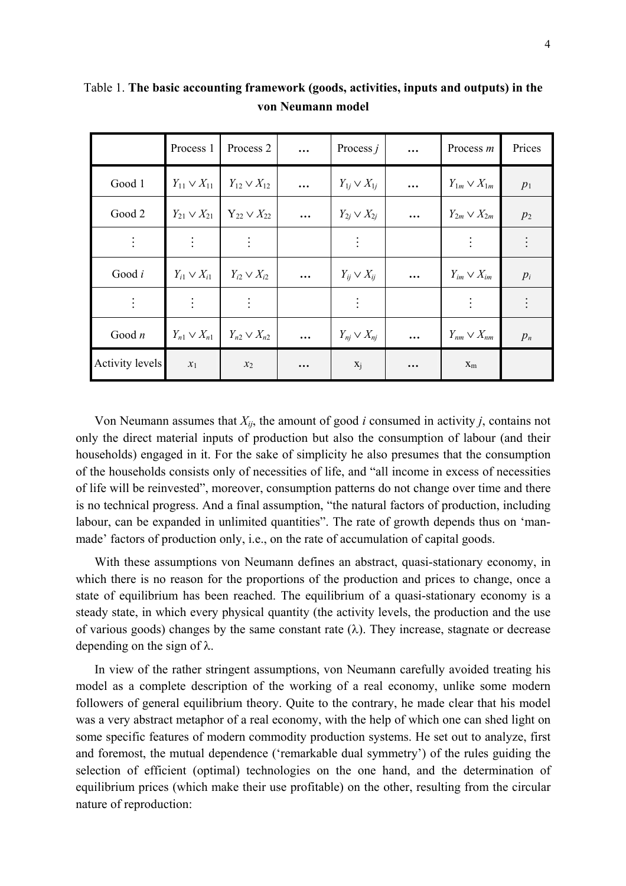Table 1. **The basic accounting framework (goods, activities, inputs and outputs) in the von Neumann model**

| | Process 1 | Process 2 | … | Process $j$ | … | Process $m$ | Prices |
|---|---|---|---|---|---|---|---|
| Good 1 | $Y_{11} \vee X_{11}$ | $Y_{12} \vee X_{12}$ | … | $Y_{1j} \vee X_{1j}$ | … | $Y_{1m} \vee X_{1m}$ | $p_1$ |
| Good 2 | $Y_{21} \vee X_{21}$ | $Y_{22} \vee X_{22}$ | … | $Y_{2j} \vee X_{2j}$ | … | $Y_{2m} \vee X_{2m}$ | $p_2$ |
| ⋮ | ⋮ | ⋮ | | ⋮ | | ⋮ | ⋮ |
| Good $i$ | $Y_{i1} \vee X_{i1}$ | $Y_{i2} \vee X_{i2}$ | … | $Y_{ij} \vee X_{ij}$ | … | $Y_{im} \vee X_{im}$ | $p_i$ |
| ⋮ | ⋮ | ⋮ | | ⋮ | | ⋮ | ⋮ |
| Good $n$ | $Y_{n1} \vee X_{n1}$ | $Y_{n2} \vee X_{n2}$ | … | $Y_{nj} \vee X_{nj}$ | … | $Y_{nm} \vee X_{nm}$ | $p_n$ |
| Activity levels | $x_1$ | $x_2$ | … | $x_j$ | … | $x_m$ | |

Von Neumann assumes that $X_{ij}$, the amount of good $i$ consumed in activity $j$, contains not only the direct material inputs of production but also the consumption of labour (and their households) engaged in it. For the sake of simplicity he also presumes that the consumption of the households consists only of necessities of life, and "all income in excess of necessities of life will be reinvested", moreover, consumption patterns do not change over time and there is no technical progress. And a final assumption, "the natural factors of production, including labour, can be expanded in unlimited quantities". The rate of growth depends thus on 'man-made' factors of production only, i.e., on the rate of accumulation of capital goods.

With these assumptions von Neumann defines an abstract, quasi-stationary economy, in which there is no reason for the proportions of the production and prices to change, once a state of equilibrium has been reached. The equilibrium of a quasi-stationary economy is a steady state, in which every physical quantity (the activity levels, the production and the use of various goods) changes by the same constant rate ($\lambda$). They increase, stagnate or decrease depending on the sign of $\lambda$.

In view of the rather stringent assumptions, von Neumann carefully avoided treating his model as a complete description of the working of a real economy, unlike some modern followers of general equilibrium theory. Quite to the contrary, he made clear that his model was a very abstract metaphor of a real economy, with the help of which one can shed light on some specific features of modern commodity production systems. He set out to analyze, first and foremost, the mutual dependence ('remarkable dual symmetry') of the rules guiding the selection of efficient (optimal) technologies on the one hand, and the determination of equilibrium prices (which make their use profitable) on the other, resulting from the circular nature of reproduction: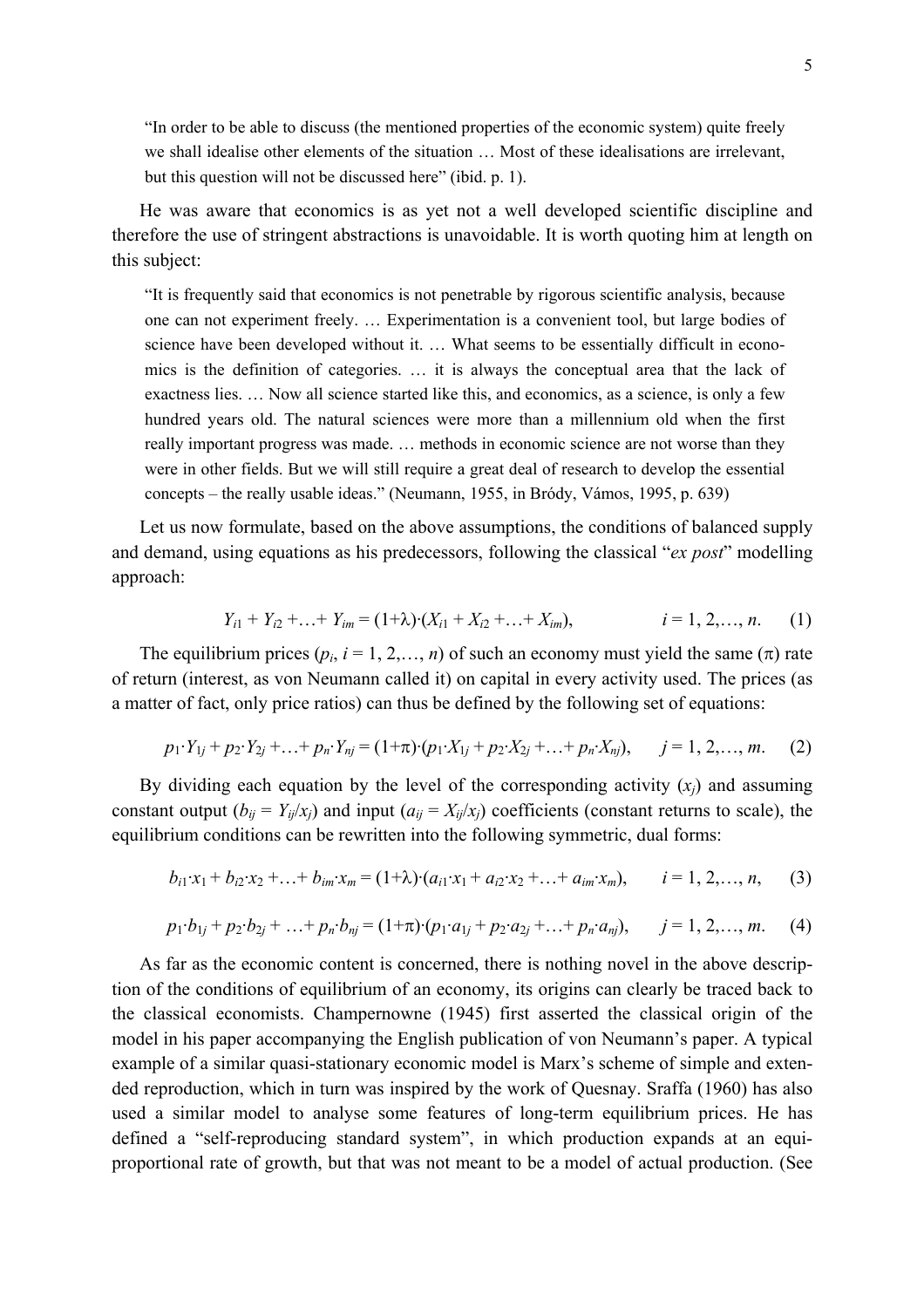> "In order to be able to discuss (the mentioned properties of the economic system) quite freely we shall idealise other elements of the situation … Most of these idealisations are irrelevant, but this question will not be discussed here" (ibid. p. 1).

He was aware that economics is as yet not a well developed scientific discipline and therefore the use of stringent abstractions is unavoidable. It is worth quoting him at length on this subject:

> "It is frequently said that economics is not penetrable by rigorous scientific analysis, because one can not experiment freely. … Experimentation is a convenient tool, but large bodies of science have been developed without it. … What seems to be essentially difficult in economics is the definition of categories. … it is always the conceptual area that the lack of exactness lies. … Now all science started like this, and economics, as a science, is only a few hundred years old. The natural sciences were more than a millennium old when the first really important progress was made. … methods in economic science are not worse than they were in other fields. But we will still require a great deal of research to develop the essential concepts – the really usable ideas." (Neumann, 1955, in Bródy, Vámos, 1995, p. 639)

Let us now formulate, based on the above assumptions, the conditions of balanced supply and demand, using equations as his predecessors, following the classical "*ex post*" modelling approach:

$$Y_{i1} + Y_{i2} + \ldots + Y_{im} = (1+\lambda)\cdot(X_{i1} + X_{i2} + \ldots + X_{im}), \qquad i = 1, 2, \ldots, n. \qquad (1)$$

The equilibrium prices ($p_i$, $i = 1, 2, \ldots, n$) of such an economy must yield the same ($\pi$) rate of return (interest, as von Neumann called it) on capital in every activity used. The prices (as a matter of fact, only price ratios) can thus be defined by the following set of equations:

$$p_1\cdot Y_{1j} + p_2\cdot Y_{2j} + \ldots + p_n\cdot Y_{nj} = (1+\pi)\cdot(p_1\cdot X_{1j} + p_2\cdot X_{2j} + \ldots + p_n\cdot X_{nj}), \qquad j = 1, 2, \ldots, m. \qquad (2)$$

By dividing each equation by the level of the corresponding activity ($x_j$) and assuming constant output ($b_{ij} = Y_{ij}/x_j$) and input ($a_{ij} = X_{ij}/x_j$) coefficients (constant returns to scale), the equilibrium conditions can be rewritten into the following symmetric, dual forms:

$$b_{i1}\cdot x_1 + b_{i2}\cdot x_2 + \ldots + b_{im}\cdot x_m = (1+\lambda)\cdot(a_{i1}\cdot x_1 + a_{i2}\cdot x_2 + \ldots + a_{im}\cdot x_m), \qquad i = 1, 2, \ldots, n, \qquad (3)$$

$$p_1\cdot b_{1j} + p_2\cdot b_{2j} + \ldots + p_n\cdot b_{nj} = (1+\pi)\cdot(p_1\cdot a_{1j} + p_2\cdot a_{2j} + \ldots + p_n\cdot a_{nj}), \qquad j = 1, 2, \ldots, m. \qquad (4)$$

As far as the economic content is concerned, there is nothing novel in the above description of the conditions of equilibrium of an economy, its origins can clearly be traced back to the classical economists. Champernowne (1945) first asserted the classical origin of the model in his paper accompanying the English publication of von Neumann's paper. A typical example of a similar quasi-stationary economic model is Marx's scheme of simple and extended reproduction, which in turn was inspired by the work of Quesnay. Sraffa (1960) has also used a similar model to analyse some features of long-term equilibrium prices. He has defined a "self-reproducing standard system", in which production expands at an equiproportional rate of growth, but that was not meant to be a model of actual production. (See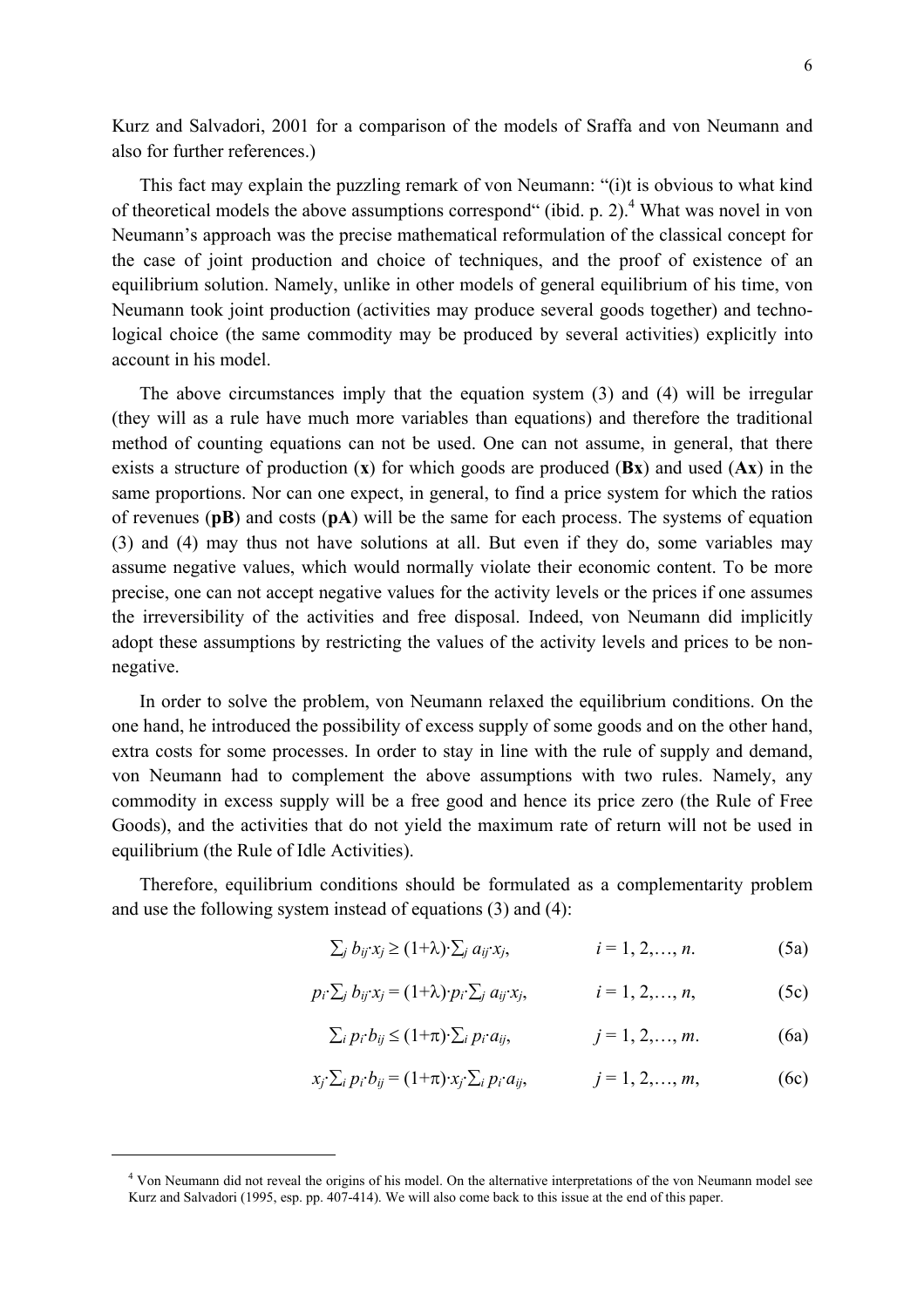Kurz and Salvadori, 2001 for a comparison of the models of Sraffa and von Neumann and also for further references.)

This fact may explain the puzzling remark of von Neumann: "(i)t is obvious to what kind of theoretical models the above assumptions correspond" (ibid. p. 2).[4] What was novel in von Neumann's approach was the precise mathematical reformulation of the classical concept for the case of joint production and choice of techniques, and the proof of existence of an equilibrium solution. Namely, unlike in other models of general equilibrium of his time, von Neumann took joint production (activities may produce several goods together) and technological choice (the same commodity may be produced by several activities) explicitly into account in his model.

The above circumstances imply that the equation system (3) and (4) will be irregular (they will as a rule have much more variables than equations) and therefore the traditional method of counting equations can not be used. One can not assume, in general, that there exists a structure of production (**x**) for which goods are produced (**Bx**) and used (**Ax**) in the same proportions. Nor can one expect, in general, to find a price system for which the ratios of revenues (**pB**) and costs (**pA**) will be the same for each process. The systems of equation (3) and (4) may thus not have solutions at all. But even if they do, some variables may assume negative values, which would normally violate their economic content. To be more precise, one can not accept negative values for the activity levels or the prices if one assumes the irreversibility of the activities and free disposal. Indeed, von Neumann did implicitly adopt these assumptions by restricting the values of the activity levels and prices to be non-negative.

In order to solve the problem, von Neumann relaxed the equilibrium conditions. On the one hand, he introduced the possibility of excess supply of some goods and on the other hand, extra costs for some processes. In order to stay in line with the rule of supply and demand, von Neumann had to complement the above assumptions with two rules. Namely, any commodity in excess supply will be a free good and hence its price zero (the Rule of Free Goods), and the activities that do not yield the maximum rate of return will not be used in equilibrium (the Rule of Idle Activities).

Therefore, equilibrium conditions should be formulated as a complementarity problem and use the following system instead of equations (3) and (4):

$$\sum_j b_{ij} \cdot x_j \geq (1+\lambda) \cdot \sum_j a_{ij} \cdot x_j, \qquad i = 1, 2, \ldots, n. \tag{5a}$$

$$p_i \cdot \sum_j b_{ij} \cdot x_j = (1+\lambda) \cdot p_i \cdot \sum_j a_{ij} \cdot x_j, \qquad i = 1, 2, \ldots, n, \tag{5c}$$

$$\sum_i p_i \cdot b_{ij} \leq (1+\pi) \cdot \sum_i p_i \cdot a_{ij}, \qquad j = 1, 2, \ldots, m. \tag{6a}$$

$$x_j \cdot \sum_i p_i \cdot b_{ij} = (1+\pi) \cdot x_j \cdot \sum_i p_i \cdot a_{ij}, \qquad j = 1, 2, \ldots, m, \tag{6c}$$

[4] Von Neumann did not reveal the origins of his model. On the alternative interpretations of the von Neumann model see Kurz and Salvadori (1995, esp. pp. 407-414). We will also come back to this issue at the end of this paper.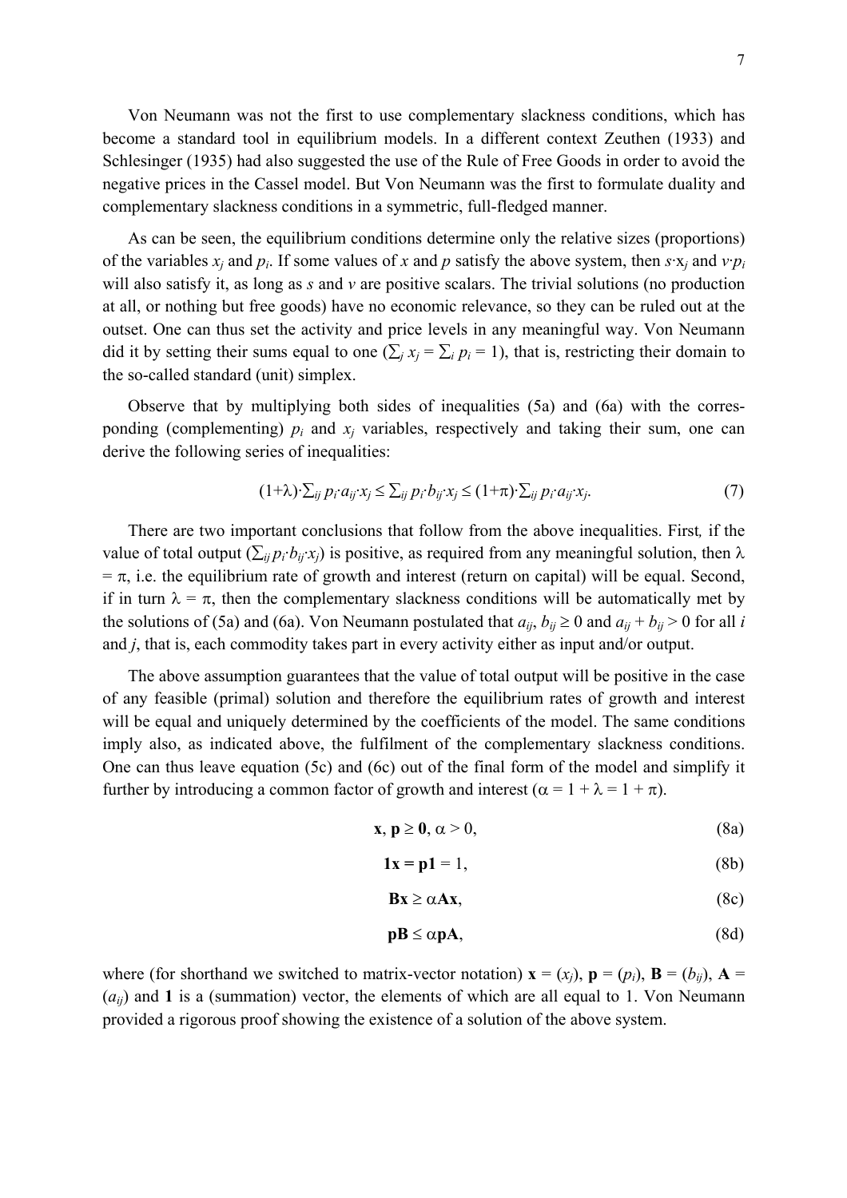Von Neumann was not the first to use complementary slackness conditions, which has become a standard tool in equilibrium models. In a different context Zeuthen (1933) and Schlesinger (1935) had also suggested the use of the Rule of Free Goods in order to avoid the negative prices in the Cassel model. But Von Neumann was the first to formulate duality and complementary slackness conditions in a symmetric, full-fledged manner.

As can be seen, the equilibrium conditions determine only the relative sizes (proportions) of the variables $x_j$ and $p_i$. If some values of $x$ and $p$ satisfy the above system, then $s \cdot x_j$ and $v \cdot p_i$ will also satisfy it, as long as $s$ and $v$ are positive scalars. The trivial solutions (no production at all, or nothing but free goods) have no economic relevance, so they can be ruled out at the outset. One can thus set the activity and price levels in any meaningful way. Von Neumann did it by setting their sums equal to one ($\sum_j x_j = \sum_i p_i = 1$), that is, restricting their domain to the so-called standard (unit) simplex.

Observe that by multiplying both sides of inequalities (5a) and (6a) with the corresponding (complementing) $p_i$ and $x_j$ variables, respectively and taking their sum, one can derive the following series of inequalities:

$$(1+\lambda) \cdot \sum_{ij} p_i \cdot a_{ij} \cdot x_j \leq \sum_{ij} p_i \cdot b_{ij} \cdot x_j \leq (1+\pi) \cdot \sum_{ij} p_i \cdot a_{ij} \cdot x_j. \tag{7}$$

There are two important conclusions that follow from the above inequalities. First, if the value of total output ($\sum_{ij} p_i \cdot b_{ij} \cdot x_j$) is positive, as required from any meaningful solution, then $\lambda = \pi$, i.e. the equilibrium rate of growth and interest (return on capital) will be equal. Second, if in turn $\lambda = \pi$, then the complementary slackness conditions will be automatically met by the solutions of (5a) and (6a). Von Neumann postulated that $a_{ij}$, $b_{ij} \geq 0$ and $a_{ij} + b_{ij} > 0$ for all $i$ and $j$, that is, each commodity takes part in every activity either as input and/or output.

The above assumption guarantees that the value of total output will be positive in the case of any feasible (primal) solution and therefore the equilibrium rates of growth and interest will be equal and uniquely determined by the coefficients of the model. The same conditions imply also, as indicated above, the fulfilment of the complementary slackness conditions. One can thus leave equation (5c) and (6c) out of the final form of the model and simplify it further by introducing a common factor of growth and interest ($\alpha = 1 + \lambda = 1 + \pi$).

$$\mathbf{x}, \mathbf{p} \geq \mathbf{0}, \alpha > 0, \tag{8a}$$

$$\mathbf{1x} = \mathbf{p1} = 1, \tag{8b}$$

$$\mathbf{Bx} \geq \alpha \mathbf{Ax}, \tag{8c}$$

$$\mathbf{pB} \leq \alpha \mathbf{pA}, \tag{8d}$$

where (for shorthand we switched to matrix-vector notation) $\mathbf{x} = (x_j)$, $\mathbf{p} = (p_i)$, $\mathbf{B} = (b_{ij})$, $\mathbf{A} = (a_{ij})$ and $\mathbf{1}$ is a (summation) vector, the elements of which are all equal to 1. Von Neumann provided a rigorous proof showing the existence of a solution of the above system.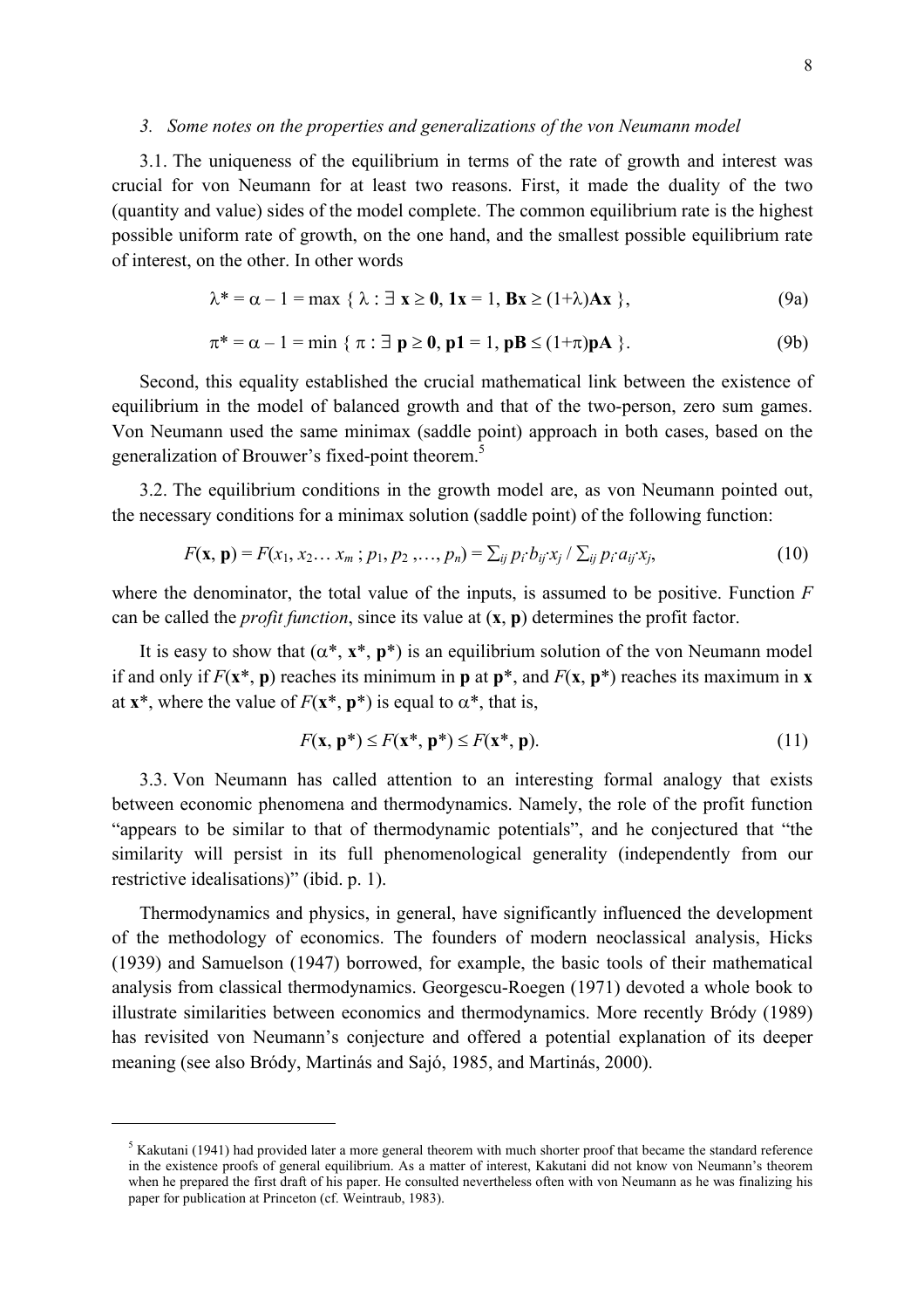*3. Some notes on the properties and generalizations of the von Neumann model*

3.1. The uniqueness of the equilibrium in terms of the rate of growth and interest was crucial for von Neumann for at least two reasons. First, it made the duality of the two (quantity and value) sides of the model complete. The common equilibrium rate is the highest possible uniform rate of growth, on the one hand, and the smallest possible equilibrium rate of interest, on the other. In other words

$$\lambda^* = \alpha - 1 = \max \{ \lambda : \exists\, \mathbf{x} \geq \mathbf{0},\, \mathbf{1x} = 1,\, \mathbf{Bx} \geq (1+\lambda)\mathbf{Ax} \}, \tag{9a}$$

$$\pi^* = \alpha - 1 = \min \{ \pi : \exists\, \mathbf{p} \geq \mathbf{0},\, \mathbf{p1} = 1,\, \mathbf{pB} \leq (1+\pi)\mathbf{pA} \}. \tag{9b}$$

Second, this equality established the crucial mathematical link between the existence of equilibrium in the model of balanced growth and that of the two-person, zero sum games. Von Neumann used the same minimax (saddle point) approach in both cases, based on the generalization of Brouwer's fixed-point theorem.[5]

3.2. The equilibrium conditions in the growth model are, as von Neumann pointed out, the necessary conditions for a minimax solution (saddle point) of the following function:

$$F(\mathbf{x}, \mathbf{p}) = F(x_1, x_2 \ldots x_m\, ; p_1, p_2, \ldots, p_n) = \textstyle\sum_{ij} p_i \cdot b_{ij} \cdot x_j \,/\, \sum_{ij} p_i \cdot a_{ij} \cdot x_j, \tag{10}$$

where the denominator, the total value of the inputs, is assumed to be positive. Function $F$ can be called the *profit function*, since its value at ($\mathbf{x}$, $\mathbf{p}$) determines the profit factor.

It is easy to show that ($\alpha^*$, $\mathbf{x}^*$, $\mathbf{p}^*$) is an equilibrium solution of the von Neumann model if and only if $F(\mathbf{x}^*, \mathbf{p})$ reaches its minimum in $\mathbf{p}$ at $\mathbf{p}^*$, and $F(\mathbf{x}, \mathbf{p}^*)$ reaches its maximum in $\mathbf{x}$ at $\mathbf{x}^*$, where the value of $F(\mathbf{x}^*, \mathbf{p}^*)$ is equal to $\alpha^*$, that is,

$$F(\mathbf{x}, \mathbf{p}^*) \leq F(\mathbf{x}^*, \mathbf{p}^*) \leq F(\mathbf{x}^*, \mathbf{p}). \tag{11}$$

3.3. Von Neumann has called attention to an interesting formal analogy that exists between economic phenomena and thermodynamics. Namely, the role of the profit function "appears to be similar to that of thermodynamic potentials", and he conjectured that "the similarity will persist in its full phenomenological generality (independently from our restrictive idealisations)" (ibid. p. 1).

Thermodynamics and physics, in general, have significantly influenced the development of the methodology of economics. The founders of modern neoclassical analysis, Hicks (1939) and Samuelson (1947) borrowed, for example, the basic tools of their mathematical analysis from classical thermodynamics. Georgescu-Roegen (1971) devoted a whole book to illustrate similarities between economics and thermodynamics. More recently Bródy (1989) has revisited von Neumann's conjecture and offered a potential explanation of its deeper meaning (see also Bródy, Martinás and Sajó, 1985, and Martinás, 2000).

---

[5] Kakutani (1941) had provided later a more general theorem with much shorter proof that became the standard reference in the existence proofs of general equilibrium. As a matter of interest, Kakutani did not know von Neumann's theorem when he prepared the first draft of his paper. He consulted nevertheless often with von Neumann as he was finalizing his paper for publication at Princeton (cf. Weintraub, 1983).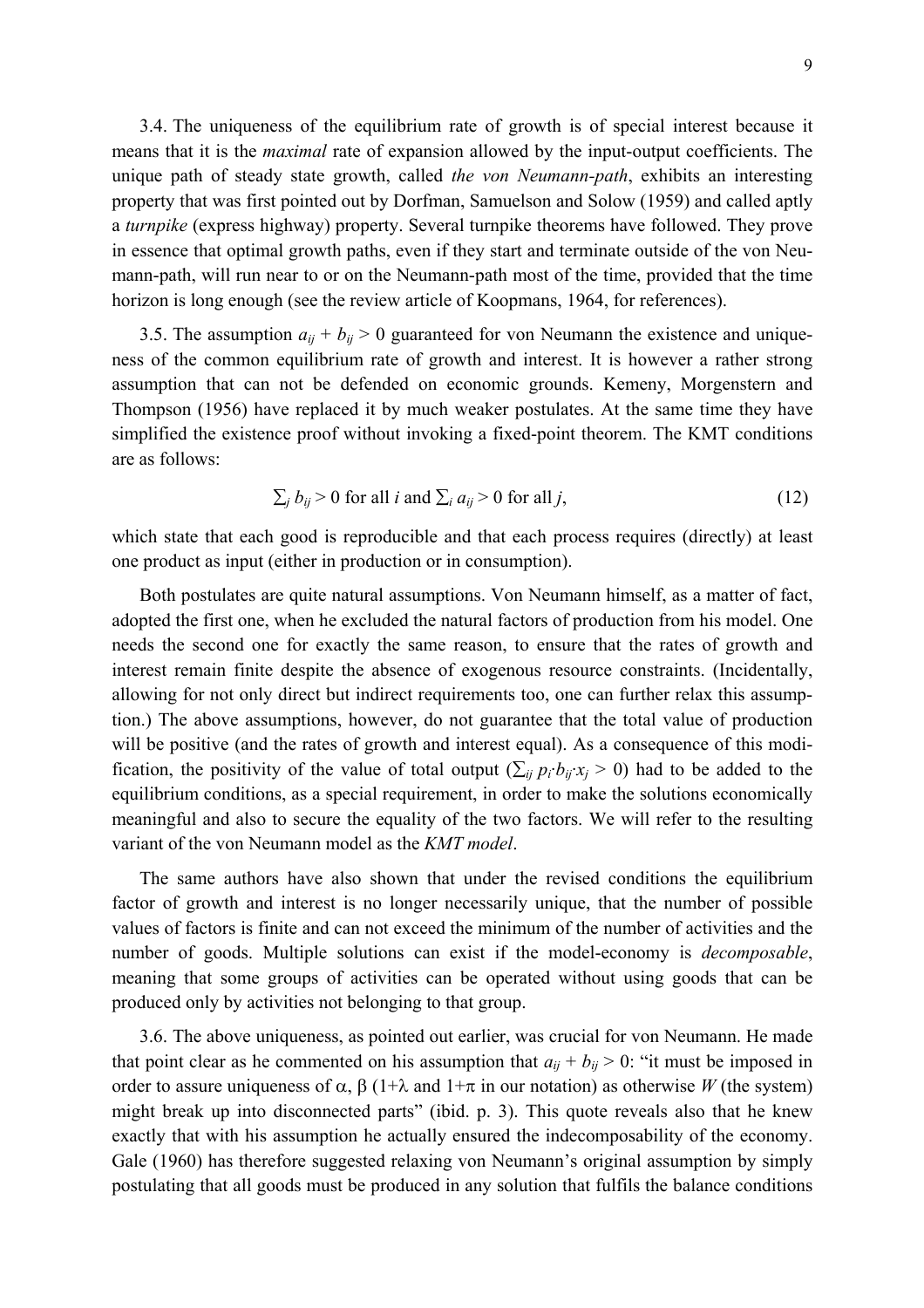3.4. The uniqueness of the equilibrium rate of growth is of special interest because it means that it is the *maximal* rate of expansion allowed by the input-output coefficients. The unique path of steady state growth, called *the von Neumann-path*, exhibits an interesting property that was first pointed out by Dorfman, Samuelson and Solow (1959) and called aptly a *turnpike* (express highway) property. Several turnpike theorems have followed. They prove in essence that optimal growth paths, even if they start and terminate outside of the von Neumann-path, will run near to or on the Neumann-path most of the time, provided that the time horizon is long enough (see the review article of Koopmans, 1964, for references).

3.5. The assumption $a_{ij} + b_{ij} > 0$ guaranteed for von Neumann the existence and uniqueness of the common equilibrium rate of growth and interest. It is however a rather strong assumption that can not be defended on economic grounds. Kemeny, Morgenstern and Thompson (1956) have replaced it by much weaker postulates. At the same time they have simplified the existence proof without invoking a fixed-point theorem. The KMT conditions are as follows:

$$\textstyle\sum_j b_{ij} > 0 \text{ for all } i \text{ and } \sum_i a_{ij} > 0 \text{ for all } j, \tag{12}$$

which state that each good is reproducible and that each process requires (directly) at least one product as input (either in production or in consumption).

Both postulates are quite natural assumptions. Von Neumann himself, as a matter of fact, adopted the first one, when he excluded the natural factors of production from his model. One needs the second one for exactly the same reason, to ensure that the rates of growth and interest remain finite despite the absence of exogenous resource constraints. (Incidentally, allowing for not only direct but indirect requirements too, one can further relax this assumption.) The above assumptions, however, do not guarantee that the total value of production will be positive (and the rates of growth and interest equal). As a consequence of this modification, the positivity of the value of total output ($\sum_{ij} p_i \cdot b_{ij} \cdot x_j > 0$) had to be added to the equilibrium conditions, as a special requirement, in order to make the solutions economically meaningful and also to secure the equality of the two factors. We will refer to the resulting variant of the von Neumann model as the *KMT model*.

The same authors have also shown that under the revised conditions the equilibrium factor of growth and interest is no longer necessarily unique, that the number of possible values of factors is finite and can not exceed the minimum of the number of activities and the number of goods. Multiple solutions can exist if the model-economy is *decomposable*, meaning that some groups of activities can be operated without using goods that can be produced only by activities not belonging to that group.

3.6. The above uniqueness, as pointed out earlier, was crucial for von Neumann. He made that point clear as he commented on his assumption that $a_{ij} + b_{ij} > 0$: "it must be imposed in order to assure uniqueness of $\alpha$, $\beta$ ($1+\lambda$ and $1+\pi$ in our notation) as otherwise $W$ (the system) might break up into disconnected parts" (ibid. p. 3). This quote reveals also that he knew exactly that with his assumption he actually ensured the indecomposability of the economy. Gale (1960) has therefore suggested relaxing von Neumann's original assumption by simply postulating that all goods must be produced in any solution that fulfils the balance conditions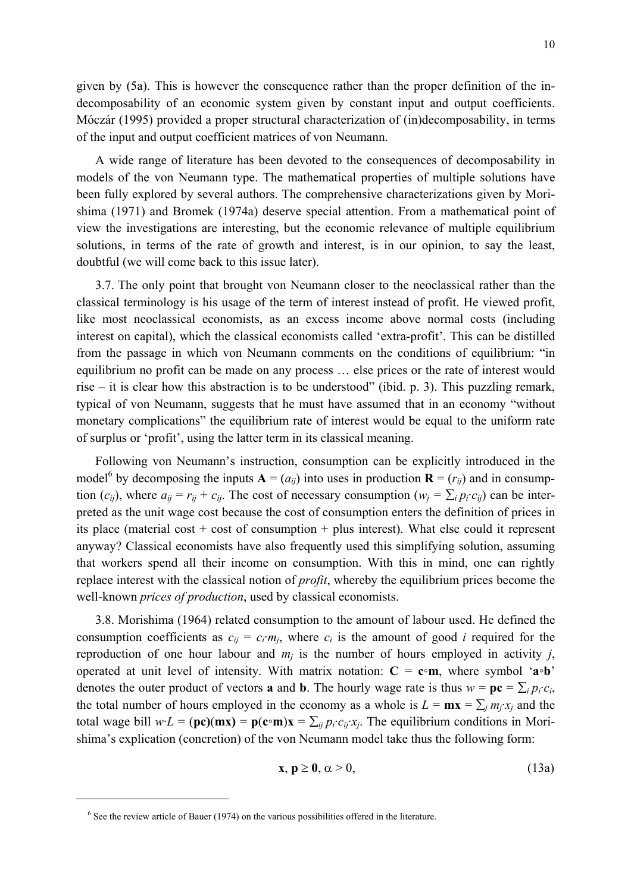given by (5a). This is however the consequence rather than the proper definition of the indecomposability of an economic system given by constant input and output coefficients. Móczár (1995) provided a proper structural characterization of (in)decomposability, in terms of the input and output coefficient matrices of von Neumann.

A wide range of literature has been devoted to the consequences of decomposability in models of the von Neumann type. The mathematical properties of multiple solutions have been fully explored by several authors. The comprehensive characterizations given by Morishima (1971) and Bromek (1974a) deserve special attention. From a mathematical point of view the investigations are interesting, but the economic relevance of multiple equilibrium solutions, in terms of the rate of growth and interest, is in our opinion, to say the least, doubtful (we will come back to this issue later).

3.7. The only point that brought von Neumann closer to the neoclassical rather than the classical terminology is his usage of the term of interest instead of profit. He viewed profit, like most neoclassical economists, as an excess income above normal costs (including interest on capital), which the classical economists called 'extra-profit'. This can be distilled from the passage in which von Neumann comments on the conditions of equilibrium: "in equilibrium no profit can be made on any process … else prices or the rate of interest would rise – it is clear how this abstraction is to be understood" (ibid. p. 3). This puzzling remark, typical of von Neumann, suggests that he must have assumed that in an economy "without monetary complications" the equilibrium rate of interest would be equal to the uniform rate of surplus or 'profit', using the latter term in its classical meaning.

Following von Neumann's instruction, consumption can be explicitly introduced in the model[6] by decomposing the inputs $\mathbf{A} = (a_{ij})$ into uses in production $\mathbf{R} = (r_{ij})$ and in consumption $(c_{ij})$, where $a_{ij} = r_{ij} + c_{ij}$. The cost of necessary consumption ($w_j = \sum_i p_i \cdot c_{ij}$) can be interpreted as the unit wage cost because the cost of consumption enters the definition of prices in its place (material cost + cost of consumption + plus interest). What else could it represent anyway? Classical economists have also frequently used this simplifying solution, assuming that workers spend all their income on consumption. With this in mind, one can rightly replace interest with the classical notion of *profit*, whereby the equilibrium prices become the well-known *prices of production*, used by classical economists.

3.8. Morishima (1964) related consumption to the amount of labour used. He defined the consumption coefficients as $c_{ij} = c_i \cdot m_j$, where $c_i$ is the amount of good $i$ required for the reproduction of one hour labour and $m_j$ is the number of hours employed in activity $j$, operated at unit level of intensity. With matrix notation: $\mathbf{C} = \mathbf{c} \circ \mathbf{m}$, where symbol '$\mathbf{a} \circ \mathbf{b}$' denotes the outer product of vectors $\mathbf{a}$ and $\mathbf{b}$. The hourly wage rate is thus $w = \mathbf{pc} = \sum_i p_i \cdot c_i$, the total number of hours employed in the economy as a whole is $L = \mathbf{mx} = \sum_j m_j \cdot x_j$ and the total wage bill $w \cdot L = (\mathbf{pc})(\mathbf{mx}) = \mathbf{p}(\mathbf{c} \circ \mathbf{m})\mathbf{x} = \sum_{ij} p_i \cdot c_{ij} \cdot x_j$. The equilibrium conditions in Morishima's explication (concretion) of the von Neumann model take thus the following form:

$$\mathbf{x}, \mathbf{p} \geq \mathbf{0}, \alpha > 0, \tag{13a}$$

[6] See the review article of Bauer (1974) on the various possibilities offered in the literature.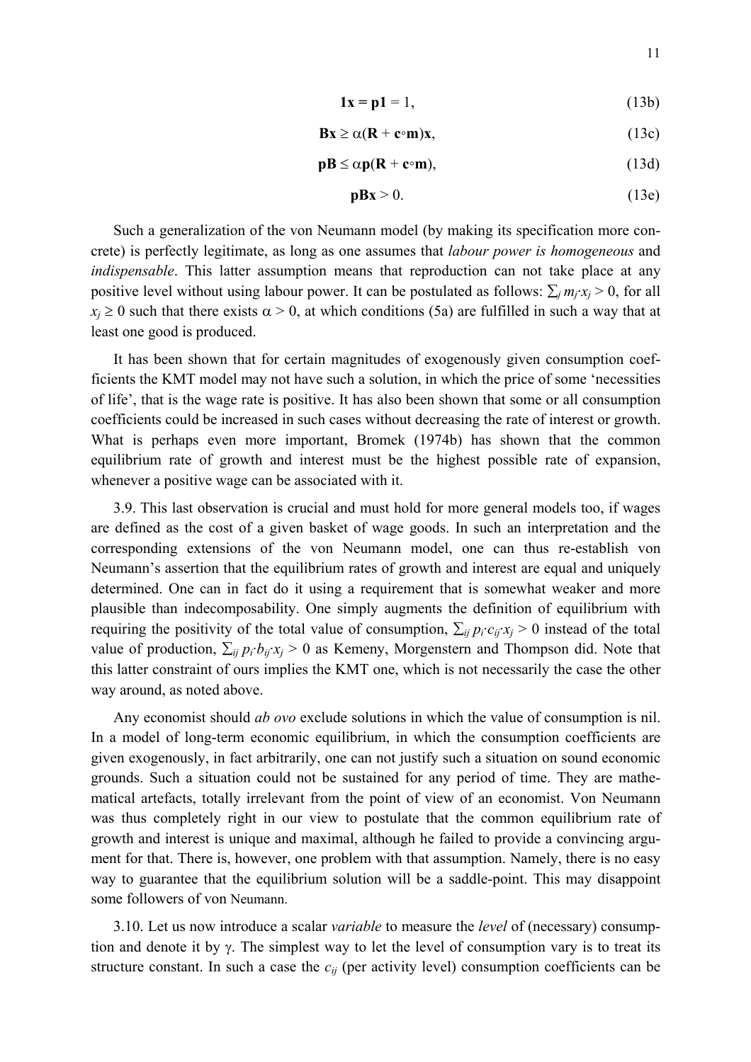$$\mathbf{1x} = \mathbf{p1} = 1, \tag{13b}$$

$$\mathbf{Bx} \geq \alpha(\mathbf{R} + \mathbf{c}\circ\mathbf{m})\mathbf{x}, \tag{13c}$$

$$\mathbf{pB} \leq \alpha\mathbf{p}(\mathbf{R} + \mathbf{c}\circ\mathbf{m}), \tag{13d}$$

$$\mathbf{pBx} > 0. \tag{13e}$$

Such a generalization of the von Neumann model (by making its specification more concrete) is perfectly legitimate, as long as one assumes that *labour power is homogeneous* and *indispensable*. This latter assumption means that reproduction can not take place at any positive level without using labour power. It can be postulated as follows: $\sum_j m_j \cdot x_j > 0$, for all $x_j \geq 0$ such that there exists $\alpha > 0$, at which conditions (5a) are fulfilled in such a way that at least one good is produced.

It has been shown that for certain magnitudes of exogenously given consumption coefficients the KMT model may not have such a solution, in which the price of some 'necessities of life', that is the wage rate is positive. It has also been shown that some or all consumption coefficients could be increased in such cases without decreasing the rate of interest or growth. What is perhaps even more important, Bromek (1974b) has shown that the common equilibrium rate of growth and interest must be the highest possible rate of expansion, whenever a positive wage can be associated with it.

3.9. This last observation is crucial and must hold for more general models too, if wages are defined as the cost of a given basket of wage goods. In such an interpretation and the corresponding extensions of the von Neumann model, one can thus re-establish von Neumann's assertion that the equilibrium rates of growth and interest are equal and uniquely determined. One can in fact do it using a requirement that is somewhat weaker and more plausible than indecomposability. One simply augments the definition of equilibrium with requiring the positivity of the total value of consumption, $\sum_{ij} p_i \cdot c_{ij} \cdot x_j > 0$ instead of the total value of production, $\sum_{ij} p_i \cdot b_{ij} \cdot x_j > 0$ as Kemeny, Morgenstern and Thompson did. Note that this latter constraint of ours implies the KMT one, which is not necessarily the case the other way around, as noted above.

Any economist should *ab ovo* exclude solutions in which the value of consumption is nil. In a model of long-term economic equilibrium, in which the consumption coefficients are given exogenously, in fact arbitrarily, one can not justify such a situation on sound economic grounds. Such a situation could not be sustained for any period of time. They are mathematical artefacts, totally irrelevant from the point of view of an economist. Von Neumann was thus completely right in our view to postulate that the common equilibrium rate of growth and interest is unique and maximal, although he failed to provide a convincing argument for that. There is, however, one problem with that assumption. Namely, there is no easy way to guarantee that the equilibrium solution will be a saddle-point. This may disappoint some followers of von Neumann.

3.10. Let us now introduce a scalar *variable* to measure the *level* of (necessary) consumption and denote it by $\gamma$. The simplest way to let the level of consumption vary is to treat its structure constant. In such a case the $c_{ij}$ (per activity level) consumption coefficients can be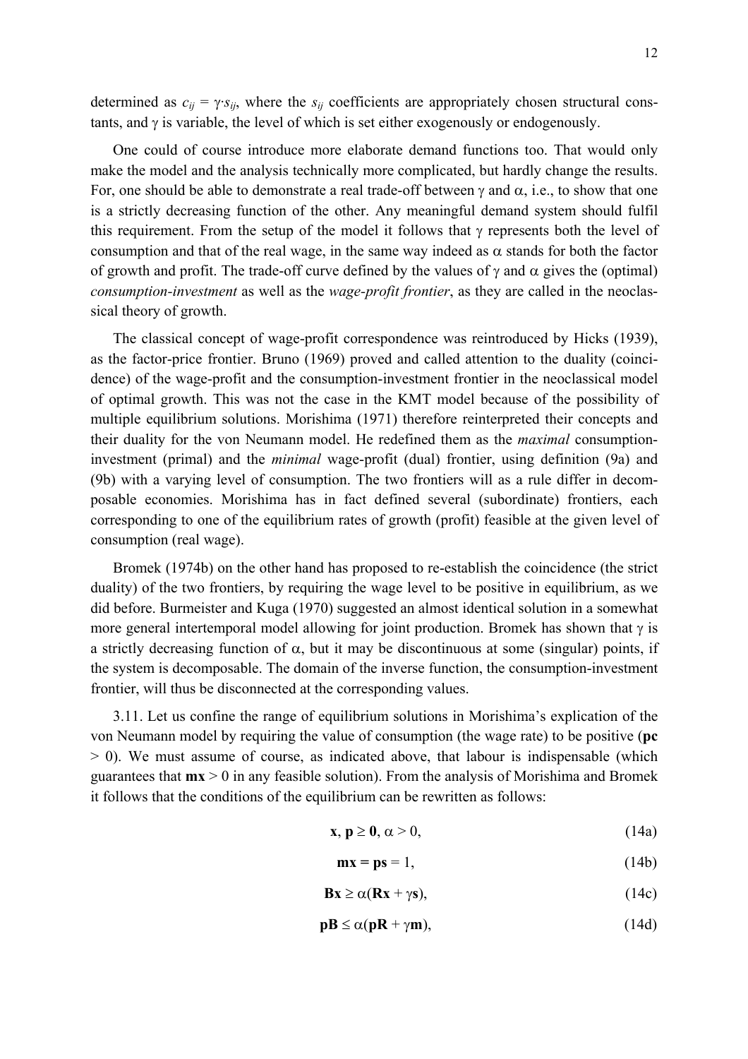determined as $c_{ij} = \gamma \cdot s_{ij}$, where the $s_{ij}$ coefficients are appropriately chosen structural constants, and $\gamma$ is variable, the level of which is set either exogenously or endogenously.

One could of course introduce more elaborate demand functions too. That would only make the model and the analysis technically more complicated, but hardly change the results. For, one should be able to demonstrate a real trade-off between $\gamma$ and $\alpha$, i.e., to show that one is a strictly decreasing function of the other. Any meaningful demand system should fulfil this requirement. From the setup of the model it follows that $\gamma$ represents both the level of consumption and that of the real wage, in the same way indeed as $\alpha$ stands for both the factor of growth and profit. The trade-off curve defined by the values of $\gamma$ and $\alpha$ gives the (optimal) *consumption-investment* as well as the *wage-profit frontier*, as they are called in the neoclassical theory of growth.

The classical concept of wage-profit correspondence was reintroduced by Hicks (1939), as the factor-price frontier. Bruno (1969) proved and called attention to the duality (coincidence) of the wage-profit and the consumption-investment frontier in the neoclassical model of optimal growth. This was not the case in the KMT model because of the possibility of multiple equilibrium solutions. Morishima (1971) therefore reinterpreted their concepts and their duality for the von Neumann model. He redefined them as the *maximal* consumption-investment (primal) and the *minimal* wage-profit (dual) frontier, using definition (9a) and (9b) with a varying level of consumption. The two frontiers will as a rule differ in decomposable economies. Morishima has in fact defined several (subordinate) frontiers, each corresponding to one of the equilibrium rates of growth (profit) feasible at the given level of consumption (real wage).

Bromek (1974b) on the other hand has proposed to re-establish the coincidence (the strict duality) of the two frontiers, by requiring the wage level to be positive in equilibrium, as we did before. Burmeister and Kuga (1970) suggested an almost identical solution in a somewhat more general intertemporal model allowing for joint production. Bromek has shown that $\gamma$ is a strictly decreasing function of $\alpha$, but it may be discontinuous at some (singular) points, if the system is decomposable. The domain of the inverse function, the consumption-investment frontier, will thus be disconnected at the corresponding values.

3.11. Let us confine the range of equilibrium solutions in Morishima's explication of the von Neumann model by requiring the value of consumption (the wage rate) to be positive ($\mathbf{pc} > 0$). We must assume of course, as indicated above, that labour is indispensable (which guarantees that $\mathbf{mx} > 0$ in any feasible solution). From the analysis of Morishima and Bromek it follows that the conditions of the equilibrium can be rewritten as follows:

$$\mathbf{x},\, \mathbf{p} \geq \mathbf{0},\, \alpha > 0, \tag{14a}$$

$$\mathbf{mx} = \mathbf{ps} = 1, \tag{14b}$$

$$\mathbf{Bx} \geq \alpha(\mathbf{Rx} + \gamma\mathbf{s}), \tag{14c}$$

$$\mathbf{pB} \leq \alpha(\mathbf{pR} + \gamma\mathbf{m}), \tag{14d}$$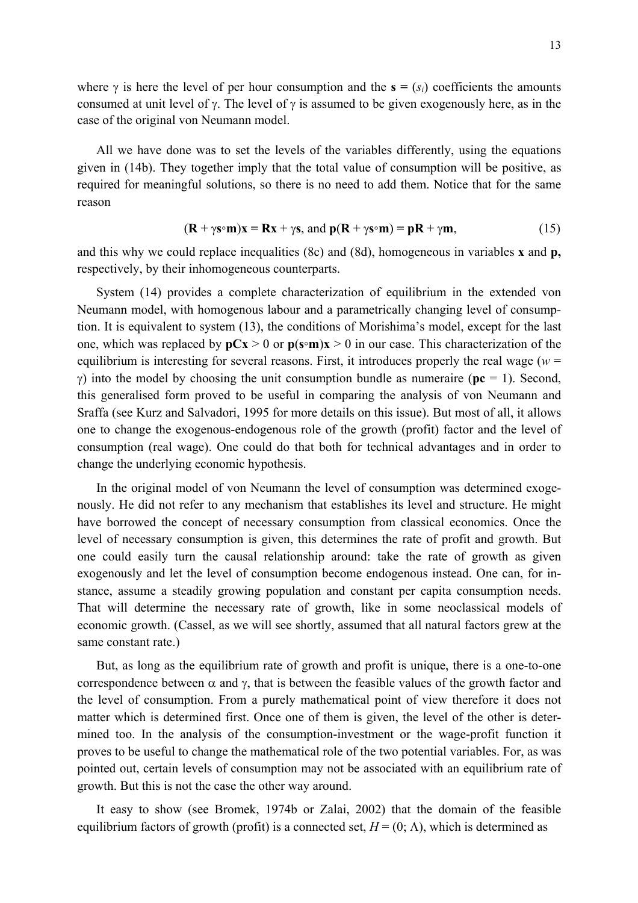where $\gamma$ is here the level of per hour consumption and the $\mathbf{s} = (s_i)$ coefficients the amounts consumed at unit level of $\gamma$. The level of $\gamma$ is assumed to be given exogenously here, as in the case of the original von Neumann model.

All we have done was to set the levels of the variables differently, using the equations given in (14b). They together imply that the total value of consumption will be positive, as required for meaningful solutions, so there is no need to add them. Notice that for the same reason

$$(\mathbf{R} + \gamma\mathbf{s}\circ\mathbf{m})\mathbf{x} = \mathbf{R}\mathbf{x} + \gamma\mathbf{s}, \text{ and } \mathbf{p}(\mathbf{R} + \gamma\mathbf{s}\circ\mathbf{m}) = \mathbf{p}\mathbf{R} + \gamma\mathbf{m}, \tag{15}$$

and this why we could replace inequalities (8c) and (8d), homogeneous in variables $\mathbf{x}$ and $\mathbf{p}$, respectively, by their inhomogeneous counterparts.

System (14) provides a complete characterization of equilibrium in the extended von Neumann model, with homogenous labour and a parametrically changing level of consumption. It is equivalent to system (13), the conditions of Morishima's model, except for the last one, which was replaced by $\mathbf{pCx} > 0$ or $\mathbf{p}(\mathbf{s}\circ\mathbf{m})\mathbf{x} > 0$ in our case. This characterization of the equilibrium is interesting for several reasons. First, it introduces properly the real wage ($w = \gamma$) into the model by choosing the unit consumption bundle as numeraire ($\mathbf{pc} = 1$). Second, this generalised form proved to be useful in comparing the analysis of von Neumann and Sraffa (see Kurz and Salvadori, 1995 for more details on this issue). But most of all, it allows one to change the exogenous-endogenous role of the growth (profit) factor and the level of consumption (real wage). One could do that both for technical advantages and in order to change the underlying economic hypothesis.

In the original model of von Neumann the level of consumption was determined exogenously. He did not refer to any mechanism that establishes its level and structure. He might have borrowed the concept of necessary consumption from classical economics. Once the level of necessary consumption is given, this determines the rate of profit and growth. But one could easily turn the causal relationship around: take the rate of growth as given exogenously and let the level of consumption become endogenous instead. One can, for instance, assume a steadily growing population and constant per capita consumption needs. That will determine the necessary rate of growth, like in some neoclassical models of economic growth. (Cassel, as we will see shortly, assumed that all natural factors grew at the same constant rate.)

But, as long as the equilibrium rate of growth and profit is unique, there is a one-to-one correspondence between $\alpha$ and $\gamma$, that is between the feasible values of the growth factor and the level of consumption. From a purely mathematical point of view therefore it does not matter which is determined first. Once one of them is given, the level of the other is determined too. In the analysis of the consumption-investment or the wage-profit function it proves to be useful to change the mathematical role of the two potential variables. For, as was pointed out, certain levels of consumption may not be associated with an equilibrium rate of growth. But this is not the case the other way around.

It easy to show (see Bromek, 1974b or Zalai, 2002) that the domain of the feasible equilibrium factors of growth (profit) is a connected set, $H = (0; \Lambda)$, which is determined as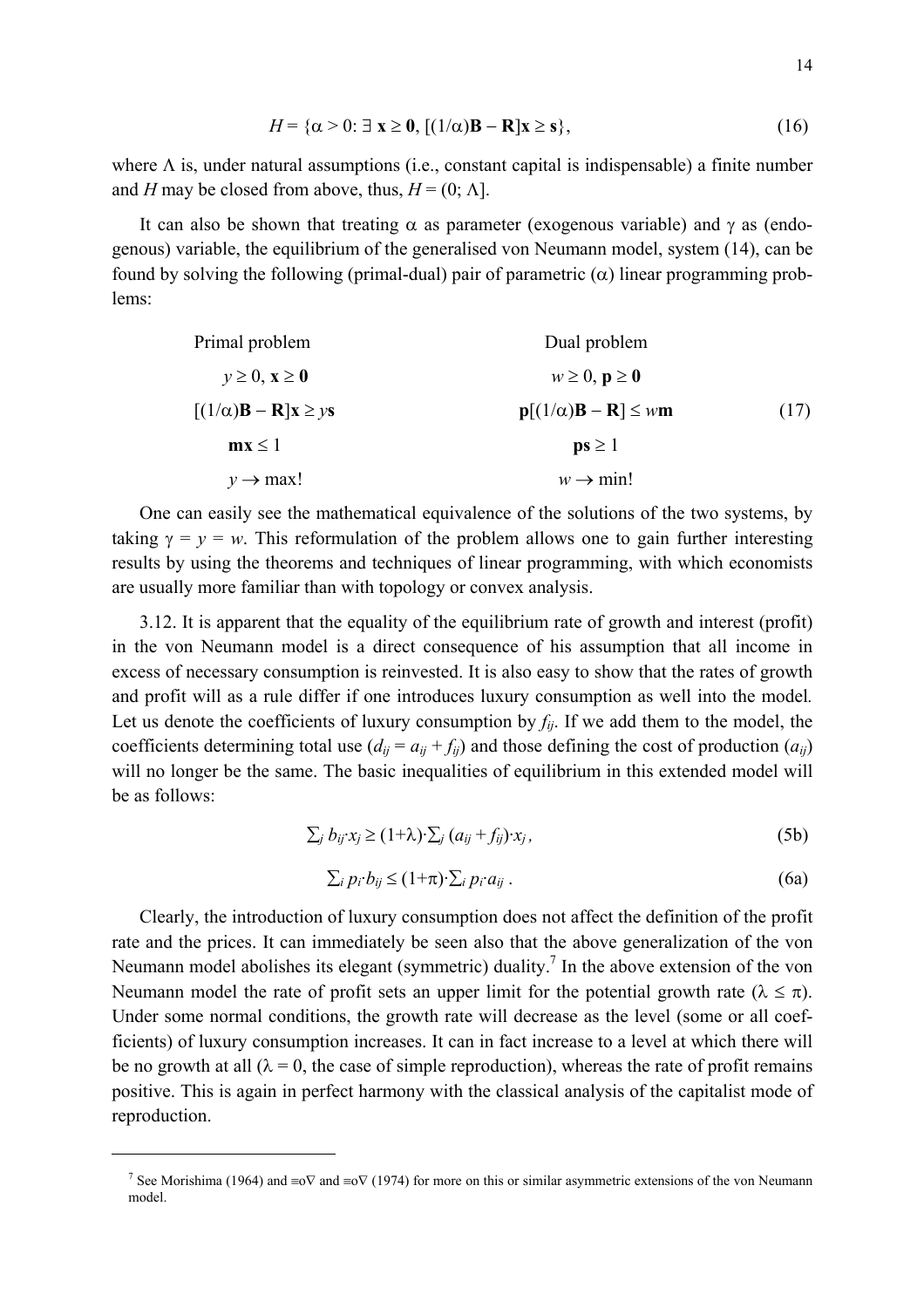$$H = \{\alpha > 0: \exists\ \mathbf{x} \geq \mathbf{0},\ [(1/\alpha)\mathbf{B} - \mathbf{R}]\mathbf{x} \geq \mathbf{s}\}, \tag{16}$$

where $\Lambda$ is, under natural assumptions (i.e., constant capital is indispensable) a finite number and $H$ may be closed from above, thus, $H = (0; \Lambda]$.

It can also be shown that treating $\alpha$ as parameter (exogenous variable) and $\gamma$ as (endogenous) variable, the equilibrium of the generalised von Neumann model, system (14), can be found by solving the following (primal-dual) pair of parametric ($\alpha$) linear programming problems:

| Primal problem | Dual problem | |
|---|---|---|
| $y \geq 0,\ \mathbf{x} \geq \mathbf{0}$ | $w \geq 0,\ \mathbf{p} \geq \mathbf{0}$ | |
| $[(1/\alpha)\mathbf{B} - \mathbf{R}]\mathbf{x} \geq y\mathbf{s}$ | $\mathbf{p}[(1/\alpha)\mathbf{B} - \mathbf{R}] \leq w\mathbf{m}$ | (17) |
| $\mathbf{m}\mathbf{x} \leq 1$ | $\mathbf{p}\mathbf{s} \geq 1$ | |
| $y \rightarrow \max!$ | $w \rightarrow \min!$ | |

One can easily see the mathematical equivalence of the solutions of the two systems, by taking $\gamma = y = w$. This reformulation of the problem allows one to gain further interesting results by using the theorems and techniques of linear programming, with which economists are usually more familiar than with topology or convex analysis.

3.12. It is apparent that the equality of the equilibrium rate of growth and interest (profit) in the von Neumann model is a direct consequence of his assumption that all income in excess of necessary consumption is reinvested. It is also easy to show that the rates of growth and profit will as a rule differ if one introduces luxury consumption as well into the model. Let us denote the coefficients of luxury consumption by $f_{ij}$. If we add them to the model, the coefficients determining total use ($d_{ij} = a_{ij} + f_{ij}$) and those defining the cost of production ($a_{ij}$) will no longer be the same. The basic inequalities of equilibrium in this extended model will be as follows:

$$\textstyle\sum_j b_{ij} \cdot x_j \geq (1+\lambda) \cdot \sum_j (a_{ij} + f_{ij}) \cdot x_j\,, \tag{5b}$$

$$\textstyle\sum_i p_i \cdot b_{ij} \leq (1+\pi) \cdot \sum_i p_i \cdot a_{ij}\,. \tag{6a}$$

Clearly, the introduction of luxury consumption does not affect the definition of the profit rate and the prices. It can immediately be seen also that the above generalization of the von Neumann model abolishes its elegant (symmetric) duality.[7] In the above extension of the von Neumann model the rate of profit sets an upper limit for the potential growth rate ($\lambda \leq \pi$). Under some normal conditions, the growth rate will decrease as the level (some or all coefficients) of luxury consumption increases. It can in fact increase to a level at which there will be no growth at all ($\lambda = 0$, the case of simple reproduction), whereas the rate of profit remains positive. This is again in perfect harmony with the classical analysis of the capitalist mode of reproduction.

---

[7] See Morishima (1964) and ≡o∇ and ≡o∇ (1974) for more on this or similar asymmetric extensions of the von Neumann model.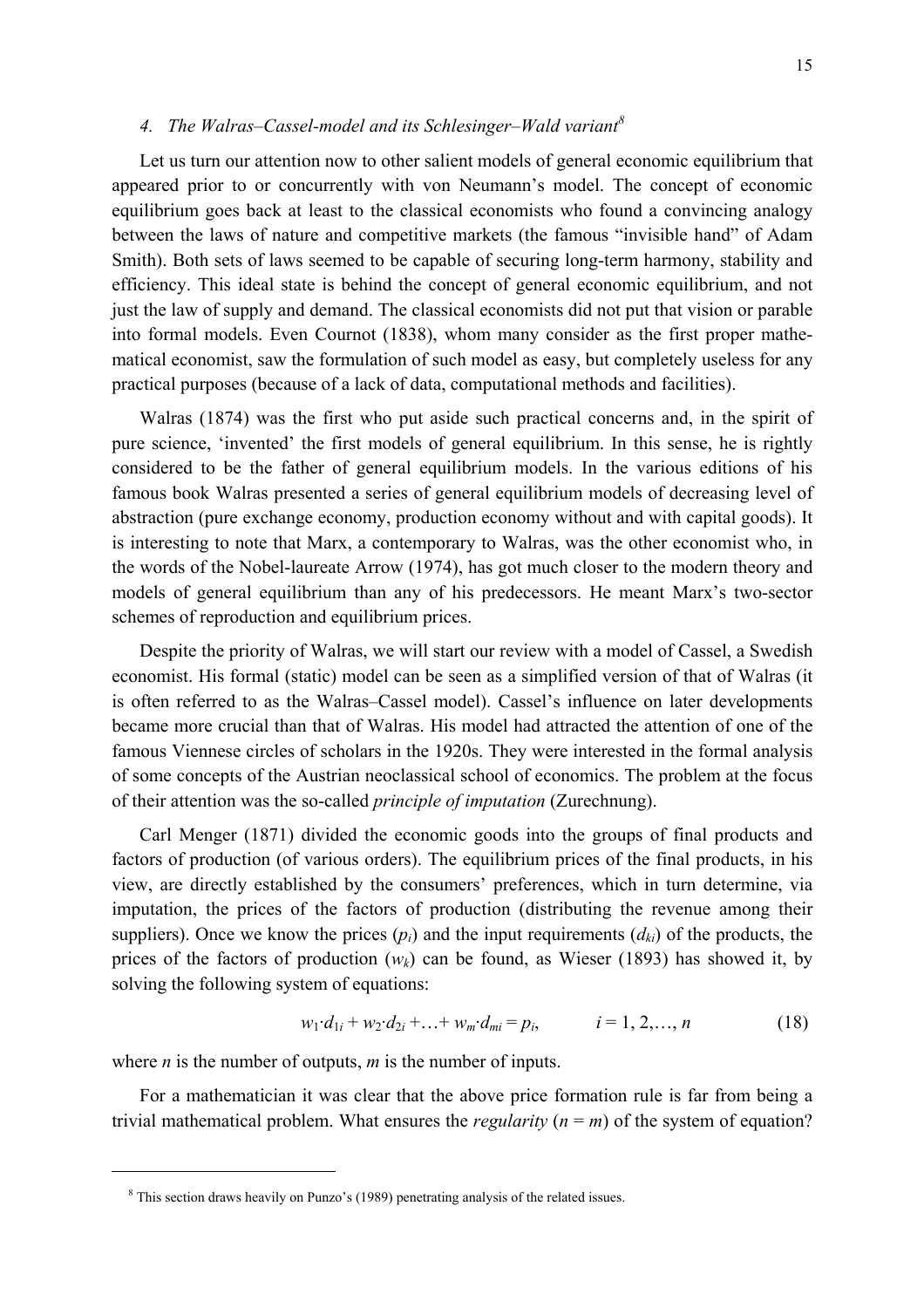### 4. *The Walras–Cassel-model and its Schlesinger–Wald variant*[8]

Let us turn our attention now to other salient models of general economic equilibrium that appeared prior to or concurrently with von Neumann's model. The concept of economic equilibrium goes back at least to the classical economists who found a convincing analogy between the laws of nature and competitive markets (the famous "invisible hand" of Adam Smith). Both sets of laws seemed to be capable of securing long-term harmony, stability and efficiency. This ideal state is behind the concept of general economic equilibrium, and not just the law of supply and demand. The classical economists did not put that vision or parable into formal models. Even Cournot (1838), whom many consider as the first proper mathematical economist, saw the formulation of such model as easy, but completely useless for any practical purposes (because of a lack of data, computational methods and facilities).

Walras (1874) was the first who put aside such practical concerns and, in the spirit of pure science, 'invented' the first models of general equilibrium. In this sense, he is rightly considered to be the father of general equilibrium models. In the various editions of his famous book Walras presented a series of general equilibrium models of decreasing level of abstraction (pure exchange economy, production economy without and with capital goods). It is interesting to note that Marx, a contemporary to Walras, was the other economist who, in the words of the Nobel-laureate Arrow (1974), has got much closer to the modern theory and models of general equilibrium than any of his predecessors. He meant Marx's two-sector schemes of reproduction and equilibrium prices.

Despite the priority of Walras, we will start our review with a model of Cassel, a Swedish economist. His formal (static) model can be seen as a simplified version of that of Walras (it is often referred to as the Walras–Cassel model). Cassel's influence on later developments became more crucial than that of Walras. His model had attracted the attention of one of the famous Viennese circles of scholars in the 1920s. They were interested in the formal analysis of some concepts of the Austrian neoclassical school of economics. The problem at the focus of their attention was the so-called *principle of imputation* (Zurechnung).

Carl Menger (1871) divided the economic goods into the groups of final products and factors of production (of various orders). The equilibrium prices of the final products, in his view, are directly established by the consumers' preferences, which in turn determine, via imputation, the prices of the factors of production (distributing the revenue among their suppliers). Once we know the prices ($p_i$) and the input requirements ($d_{ki}$) of the products, the prices of the factors of production ($w_k$) can be found, as Wieser (1893) has showed it, by solving the following system of equations:

$$w_1 \cdot d_{1i} + w_2 \cdot d_{2i} + \ldots + w_m \cdot d_{mi} = p_i, \qquad i = 1, 2, \ldots, n \tag{18}$$

where $n$ is the number of outputs, $m$ is the number of inputs.

For a mathematician it was clear that the above price formation rule is far from being a trivial mathematical problem. What ensures the *regularity* ($n = m$) of the system of equation?

[8] This section draws heavily on Punzo's (1989) penetrating analysis of the related issues.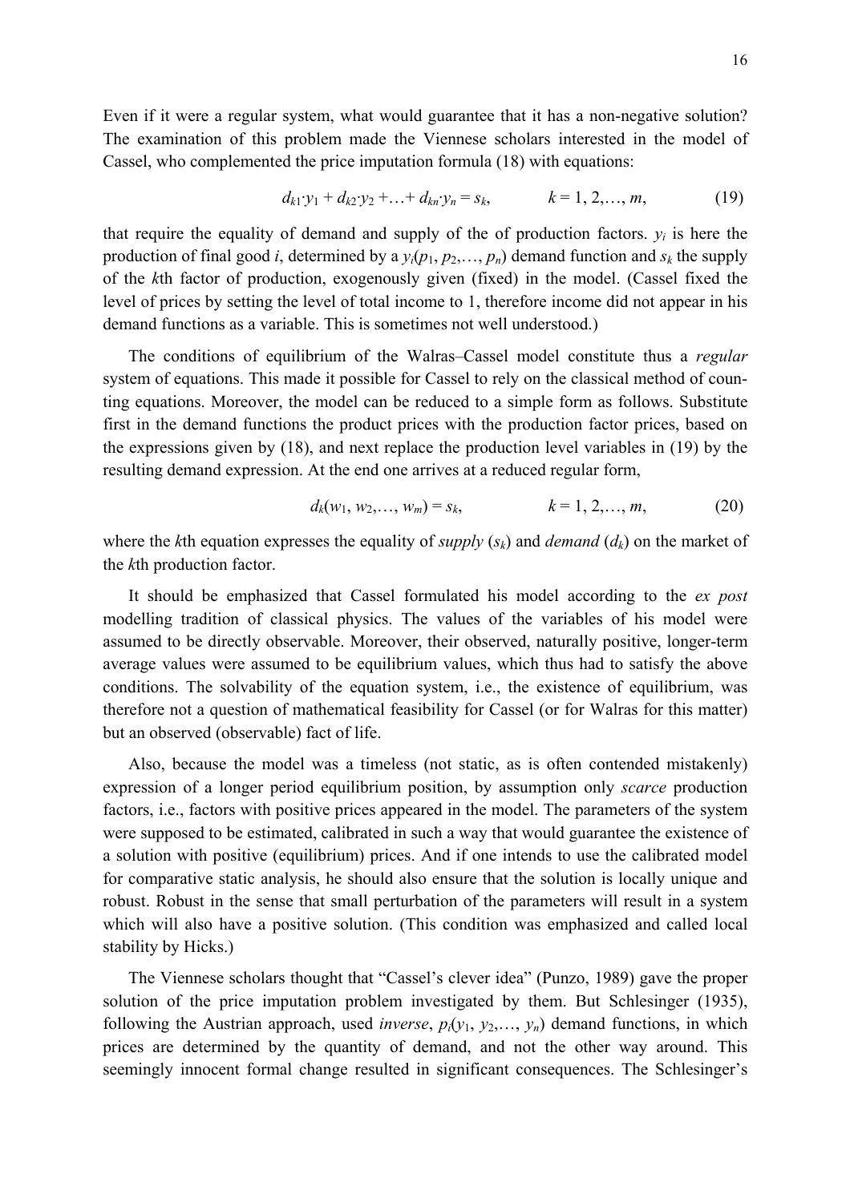Even if it were a regular system, what would guarantee that it has a non-negative solution? The examination of this problem made the Viennese scholars interested in the model of Cassel, who complemented the price imputation formula (18) with equations:

$$d_{k1}{\cdot}y_1 + d_{k2}{\cdot}y_2 + \ldots + d_{kn}{\cdot}y_n = s_k, \qquad k = 1, 2, \ldots, m, \tag{19}$$

that require the equality of demand and supply of the of production factors. $y_i$ is here the production of final good $i$, determined by a $y_i(p_1, p_2, \ldots, p_n)$ demand function and $s_k$ the supply of the $k$th factor of production, exogenously given (fixed) in the model. (Cassel fixed the level of prices by setting the level of total income to 1, therefore income did not appear in his demand functions as a variable. This is sometimes not well understood.)

The conditions of equilibrium of the Walras–Cassel model constitute thus a *regular* system of equations. This made it possible for Cassel to rely on the classical method of counting equations. Moreover, the model can be reduced to a simple form as follows. Substitute first in the demand functions the product prices with the production factor prices, based on the expressions given by (18), and next replace the production level variables in (19) by the resulting demand expression. At the end one arrives at a reduced regular form,

$$d_k(w_1, w_2, \ldots, w_m) = s_k, \qquad k = 1, 2, \ldots, m, \tag{20}$$

where the $k$th equation expresses the equality of *supply* ($s_k$) and *demand* ($d_k$) on the market of the $k$th production factor.

It should be emphasized that Cassel formulated his model according to the *ex post* modelling tradition of classical physics. The values of the variables of his model were assumed to be directly observable. Moreover, their observed, naturally positive, longer-term average values were assumed to be equilibrium values, which thus had to satisfy the above conditions. The solvability of the equation system, i.e., the existence of equilibrium, was therefore not a question of mathematical feasibility for Cassel (or for Walras for this matter) but an observed (observable) fact of life.

Also, because the model was a timeless (not static, as is often contended mistakenly) expression of a longer period equilibrium position, by assumption only *scarce* production factors, i.e., factors with positive prices appeared in the model. The parameters of the system were supposed to be estimated, calibrated in such a way that would guarantee the existence of a solution with positive (equilibrium) prices. And if one intends to use the calibrated model for comparative static analysis, he should also ensure that the solution is locally unique and robust. Robust in the sense that small perturbation of the parameters will result in a system which will also have a positive solution. (This condition was emphasized and called local stability by Hicks.)

The Viennese scholars thought that "Cassel's clever idea" (Punzo, 1989) gave the proper solution of the price imputation problem investigated by them. But Schlesinger (1935), following the Austrian approach, used *inverse*, $p_i(y_1, y_2, \ldots, y_n)$ demand functions, in which prices are determined by the quantity of demand, and not the other way around. This seemingly innocent formal change resulted in significant consequences. The Schlesinger's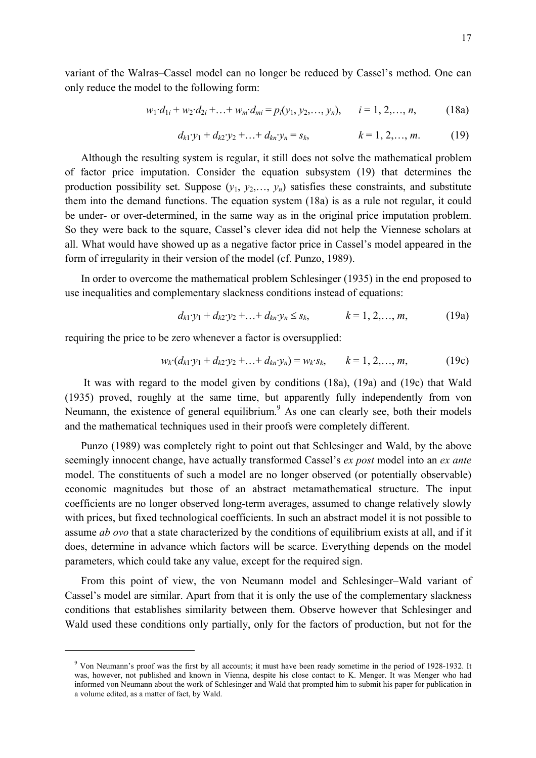variant of the Walras–Cassel model can no longer be reduced by Cassel's method. One can only reduce the model to the following form:

$$w_1 \cdot d_{1i} + w_2 \cdot d_{2i} + \ldots + w_m \cdot d_{mi} = p_i(y_1, y_2, \ldots, y_n), \qquad i = 1, 2, \ldots, n, \tag{18a}$$

$$d_{k1} \cdot y_1 + d_{k2} \cdot y_2 + \ldots + d_{kn} \cdot y_n = s_k, \qquad k = 1, 2, \ldots, m. \tag{19}$$

Although the resulting system is regular, it still does not solve the mathematical problem of factor price imputation. Consider the equation subsystem (19) that determines the production possibility set. Suppose $(y_1, y_2, \ldots, y_n)$ satisfies these constraints, and substitute them into the demand functions. The equation system (18a) is as a rule not regular, it could be under- or over-determined, in the same way as in the original price imputation problem. So they were back to the square, Cassel's clever idea did not help the Viennese scholars at all. What would have showed up as a negative factor price in Cassel's model appeared in the form of irregularity in their version of the model (cf. Punzo, 1989).

In order to overcome the mathematical problem Schlesinger (1935) in the end proposed to use inequalities and complementary slackness conditions instead of equations:

$$d_{k1} \cdot y_1 + d_{k2} \cdot y_2 + \ldots + d_{kn} \cdot y_n \leq s_k, \qquad k = 1, 2, \ldots, m, \tag{19a}$$

requiring the price to be zero whenever a factor is oversupplied:

$$w_k \cdot (d_{k1} \cdot y_1 + d_{k2} \cdot y_2 + \ldots + d_{kn} \cdot y_n) = w_k \cdot s_k, \qquad k = 1, 2, \ldots, m, \tag{19c}$$

It was with regard to the model given by conditions (18a), (19a) and (19c) that Wald (1935) proved, roughly at the same time, but apparently fully independently from von Neumann, the existence of general equilibrium.[9] As one can clearly see, both their models and the mathematical techniques used in their proofs were completely different.

Punzo (1989) was completely right to point out that Schlesinger and Wald, by the above seemingly innocent change, have actually transformed Cassel's *ex post* model into an *ex ante* model. The constituents of such a model are no longer observed (or potentially observable) economic magnitudes but those of an abstract metamathematical structure. The input coefficients are no longer observed long-term averages, assumed to change relatively slowly with prices, but fixed technological coefficients. In such an abstract model it is not possible to assume *ab ovo* that a state characterized by the conditions of equilibrium exists at all, and if it does, determine in advance which factors will be scarce. Everything depends on the model parameters, which could take any value, except for the required sign.

From this point of view, the von Neumann model and Schlesinger–Wald variant of Cassel's model are similar. Apart from that it is only the use of the complementary slackness conditions that establishes similarity between them. Observe however that Schlesinger and Wald used these conditions only partially, only for the factors of production, but not for the

---

[9] Von Neumann's proof was the first by all accounts; it must have been ready sometime in the period of 1928-1932. It was, however, not published and known in Vienna, despite his close contact to K. Menger. It was Menger who had informed von Neumann about the work of Schlesinger and Wald that prompted him to submit his paper for publication in a volume edited, as a matter of fact, by Wald.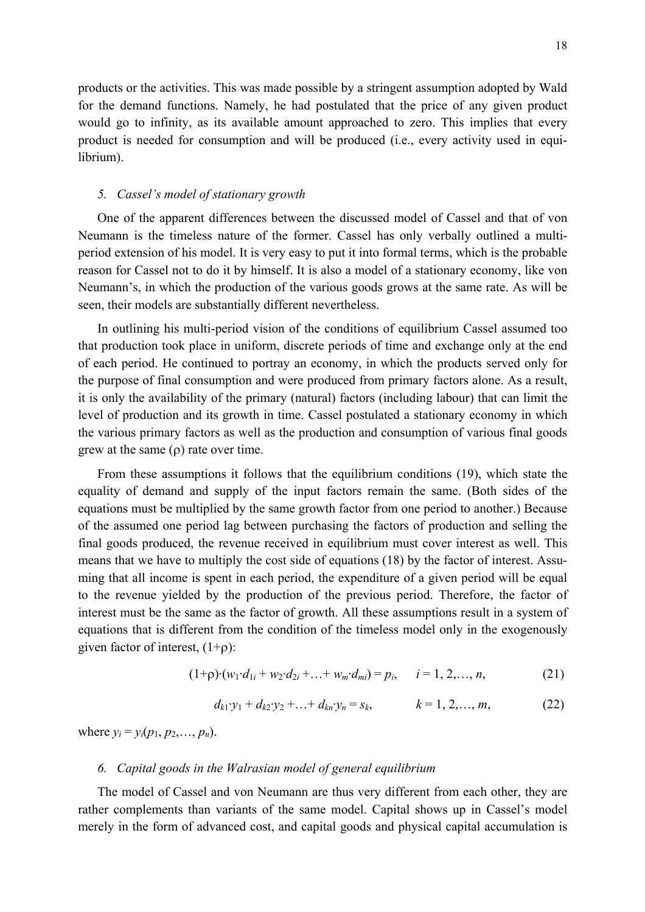products or the activities. This was made possible by a stringent assumption adopted by Wald for the demand functions. Namely, he had postulated that the price of any given product would go to infinity, as its available amount approached to zero. This implies that every product is needed for consumption and will be produced (i.e., every activity used in equilibrium).

### *5. Cassel's model of stationary growth*

One of the apparent differences between the discussed model of Cassel and that of von Neumann is the timeless nature of the former. Cassel has only verbally outlined a multi-period extension of his model. It is very easy to put it into formal terms, which is the probable reason for Cassel not to do it by himself. It is also a model of a stationary economy, like von Neumann's, in which the production of the various goods grows at the same rate. As will be seen, their models are substantially different nevertheless.

In outlining his multi-period vision of the conditions of equilibrium Cassel assumed too that production took place in uniform, discrete periods of time and exchange only at the end of each period. He continued to portray an economy, in which the products served only for the purpose of final consumption and were produced from primary factors alone. As a result, it is only the availability of the primary (natural) factors (including labour) that can limit the level of production and its growth in time. Cassel postulated a stationary economy in which the various primary factors as well as the production and consumption of various final goods grew at the same ($\rho$) rate over time.

From these assumptions it follows that the equilibrium conditions (19), which state the equality of demand and supply of the input factors remain the same. (Both sides of the equations must be multiplied by the same growth factor from one period to another.) Because of the assumed one period lag between purchasing the factors of production and selling the final goods produced, the revenue received in equilibrium must cover interest as well. This means that we have to multiply the cost side of equations (18) by the factor of interest. Assuming that all income is spent in each period, the expenditure of a given period will be equal to the revenue yielded by the production of the previous period. Therefore, the factor of interest must be the same as the factor of growth. All these assumptions result in a system of equations that is different from the condition of the timeless model only in the exogenously given factor of interest, $(1+\rho)$:

$$(1+\rho)\cdot(w_1\cdot d_{1i} + w_2\cdot d_{2i} + \ldots + w_m\cdot d_{mi}) = p_i, \qquad i = 1, 2,\ldots, n, \tag{21}$$

$$d_{k1}\cdot y_1 + d_{k2}\cdot y_2 + \ldots + d_{kn}\cdot y_n = s_k, \qquad k = 1, 2,\ldots, m, \tag{22}$$

where $y_i = y_i(p_1, p_2,\ldots, p_n)$.

### *6. Capital goods in the Walrasian model of general equilibrium*

The model of Cassel and von Neumann are thus very different from each other, they are rather complements than variants of the same model. Capital shows up in Cassel's model merely in the form of advanced cost, and capital goods and physical capital accumulation is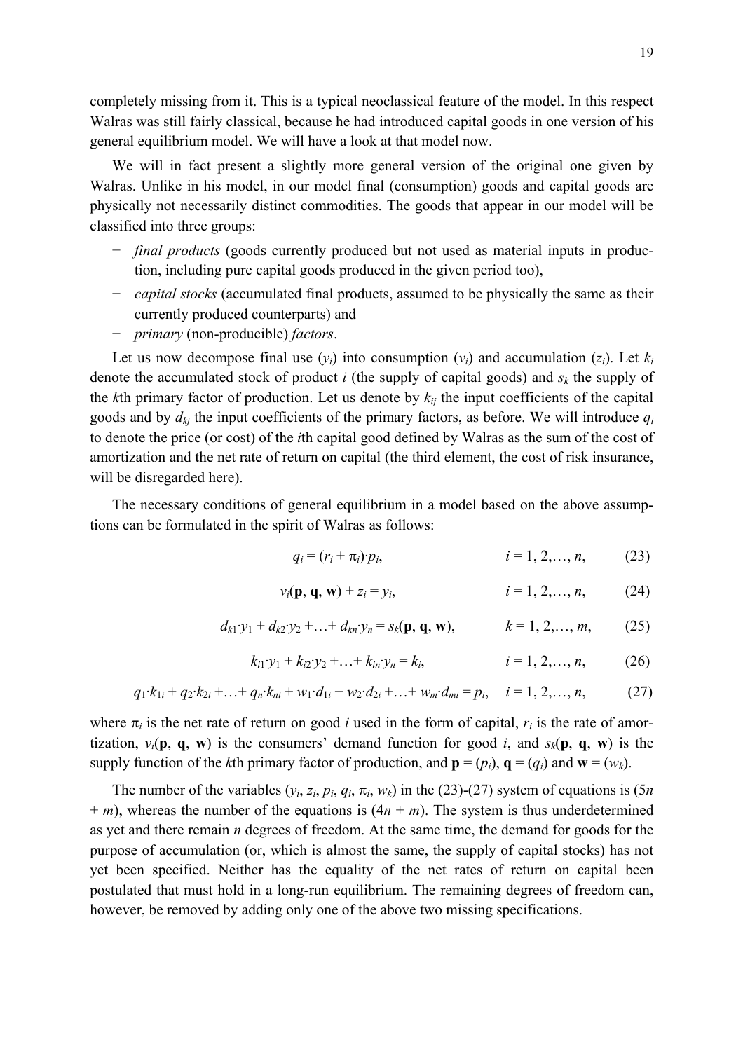completely missing from it. This is a typical neoclassical feature of the model. In this respect Walras was still fairly classical, because he had introduced capital goods in one version of his general equilibrium model. We will have a look at that model now.

We will in fact present a slightly more general version of the original one given by Walras. Unlike in his model, in our model final (consumption) goods and capital goods are physically not necessarily distinct commodities. The goods that appear in our model will be classified into three groups:

- *final products* (goods currently produced but not used as material inputs in production, including pure capital goods produced in the given period too),
- *capital stocks* (accumulated final products, assumed to be physically the same as their currently produced counterparts) and
- *primary* (non-producible) *factors*.

Let us now decompose final use ($y_i$) into consumption ($v_i$) and accumulation ($z_i$). Let $k_i$ denote the accumulated stock of product $i$ (the supply of capital goods) and $s_k$ the supply of the $k$th primary factor of production. Let us denote by $k_{ij}$ the input coefficients of the capital goods and by $d_{kj}$ the input coefficients of the primary factors, as before. We will introduce $q_i$ to denote the price (or cost) of the $i$th capital good defined by Walras as the sum of the cost of amortization and the net rate of return on capital (the third element, the cost of risk insurance, will be disregarded here).

The necessary conditions of general equilibrium in a model based on the above assumptions can be formulated in the spirit of Walras as follows:

$$q_i = (r_i + \pi_i)\cdot p_i, \qquad i = 1, 2,\dots, n, \tag{23}$$

$$v_i(\mathbf{p}, \mathbf{q}, \mathbf{w}) + z_i = y_i, \qquad i = 1, 2,\dots, n, \tag{24}$$

$$d_{k1}\cdot y_1 + d_{k2}\cdot y_2 + \dots + d_{kn}\cdot y_n = s_k(\mathbf{p}, \mathbf{q}, \mathbf{w}), \qquad k = 1, 2,\dots, m, \tag{25}$$

$$k_{i1}\cdot y_1 + k_{i2}\cdot y_2 + \dots + k_{in}\cdot y_n = k_i, \qquad i = 1, 2,\dots, n, \tag{26}$$

$$q_1\cdot k_{1i} + q_2\cdot k_{2i} + \dots + q_n\cdot k_{ni} + w_1\cdot d_{1i} + w_2\cdot d_{2i} + \dots + w_m\cdot d_{mi} = p_i, \quad i = 1, 2,\dots, n, \tag{27}$$

where $\pi_i$ is the net rate of return on good $i$ used in the form of capital, $r_i$ is the rate of amortization, $v_i(\mathbf{p}, \mathbf{q}, \mathbf{w})$ is the consumers' demand function for good $i$, and $s_k(\mathbf{p}, \mathbf{q}, \mathbf{w})$ is the supply function of the $k$th primary factor of production, and $\mathbf{p} = (p_i)$, $\mathbf{q} = (q_i)$ and $\mathbf{w} = (w_k)$.

The number of the variables ($y_i$, $z_i$, $p_i$, $q_i$, $\pi_i$, $w_k$) in the (23)-(27) system of equations is ($5n + m$), whereas the number of the equations is ($4n + m$). The system is thus underdetermined as yet and there remain $n$ degrees of freedom. At the same time, the demand for goods for the purpose of accumulation (or, which is almost the same, the supply of capital stocks) has not yet been specified. Neither has the equality of the net rates of return on capital been postulated that must hold in a long-run equilibrium. The remaining degrees of freedom can, however, be removed by adding only one of the above two missing specifications.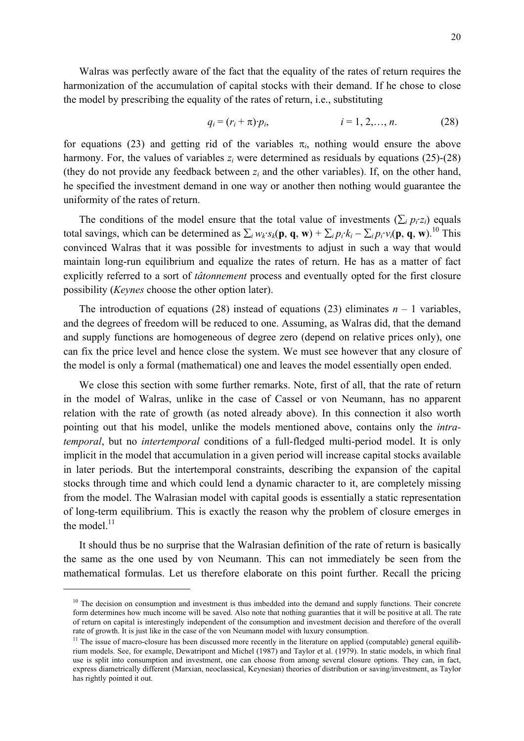Walras was perfectly aware of the fact that the equality of the rates of return requires the harmonization of the accumulation of capital stocks with their demand. If he chose to close the model by prescribing the equality of the rates of return, i.e., substituting

$$q_i = (r_i + \pi) \cdot p_i, \qquad i = 1, 2, \ldots, n. \tag{28}$$

for equations (23) and getting rid of the variables $\pi_i$, nothing would ensure the above harmony. For, the values of variables $z_i$ were determined as residuals by equations (25)-(28) (they do not provide any feedback between $z_i$ and the other variables). If, on the other hand, he specified the investment demand in one way or another then nothing would guarantee the uniformity of the rates of return.

The conditions of the model ensure that the total value of investments ($\sum_i p_i{\cdot}z_i$) equals total savings, which can be determined as $\sum_i w_k{\cdot}s_k(\mathbf{p}, \mathbf{q}, \mathbf{w}) + \sum_i p_i{\cdot}k_i - \sum_i p_i{\cdot}v_i(\mathbf{p}, \mathbf{q}, \mathbf{w})$.[10] This convinced Walras that it was possible for investments to adjust in such a way that would maintain long-run equilibrium and equalize the rates of return. He has as a matter of fact explicitly referred to a sort of *tâtonnement* process and eventually opted for the first closure possibility (*Keynes* choose the other option later).

The introduction of equations (28) instead of equations (23) eliminates $n - 1$ variables, and the degrees of freedom will be reduced to one. Assuming, as Walras did, that the demand and supply functions are homogeneous of degree zero (depend on relative prices only), one can fix the price level and hence close the system. We must see however that any closure of the model is only a formal (mathematical) one and leaves the model essentially open ended.

We close this section with some further remarks. Note, first of all, that the rate of return in the model of Walras, unlike in the case of Cassel or von Neumann, has no apparent relation with the rate of growth (as noted already above). In this connection it also worth pointing out that his model, unlike the models mentioned above, contains only the *intra-temporal*, but no *intertemporal* conditions of a full-fledged multi-period model. It is only implicit in the model that accumulation in a given period will increase capital stocks available in later periods. But the intertemporal constraints, describing the expansion of the capital stocks through time and which could lend a dynamic character to it, are completely missing from the model. The Walrasian model with capital goods is essentially a static representation of long-term equilibrium. This is exactly the reason why the problem of closure emerges in the model.[11]

It should thus be no surprise that the Walrasian definition of the rate of return is basically the same as the one used by von Neumann. This can not immediately be seen from the mathematical formulas. Let us therefore elaborate on this point further. Recall the pricing

---

[10] The decision on consumption and investment is thus imbedded into the demand and supply functions. Their concrete form determines how much income will be saved. Also note that nothing guaranties that it will be positive at all. The rate of return on capital is interestingly independent of the consumption and investment decision and therefore of the overall rate of growth. It is just like in the case of the von Neumann model with luxury consumption.

[11] The issue of macro-closure has been discussed more recently in the literature on applied (computable) general equilibrium models. See, for example, Dewatripont and Michel (1987) and Taylor et al. (1979). In static models, in which final use is split into consumption and investment, one can choose from among several closure options. They can, in fact, express diametrically different (Marxian, neoclassical, Keynesian) theories of distribution or saving/investment, as Taylor has rightly pointed it out.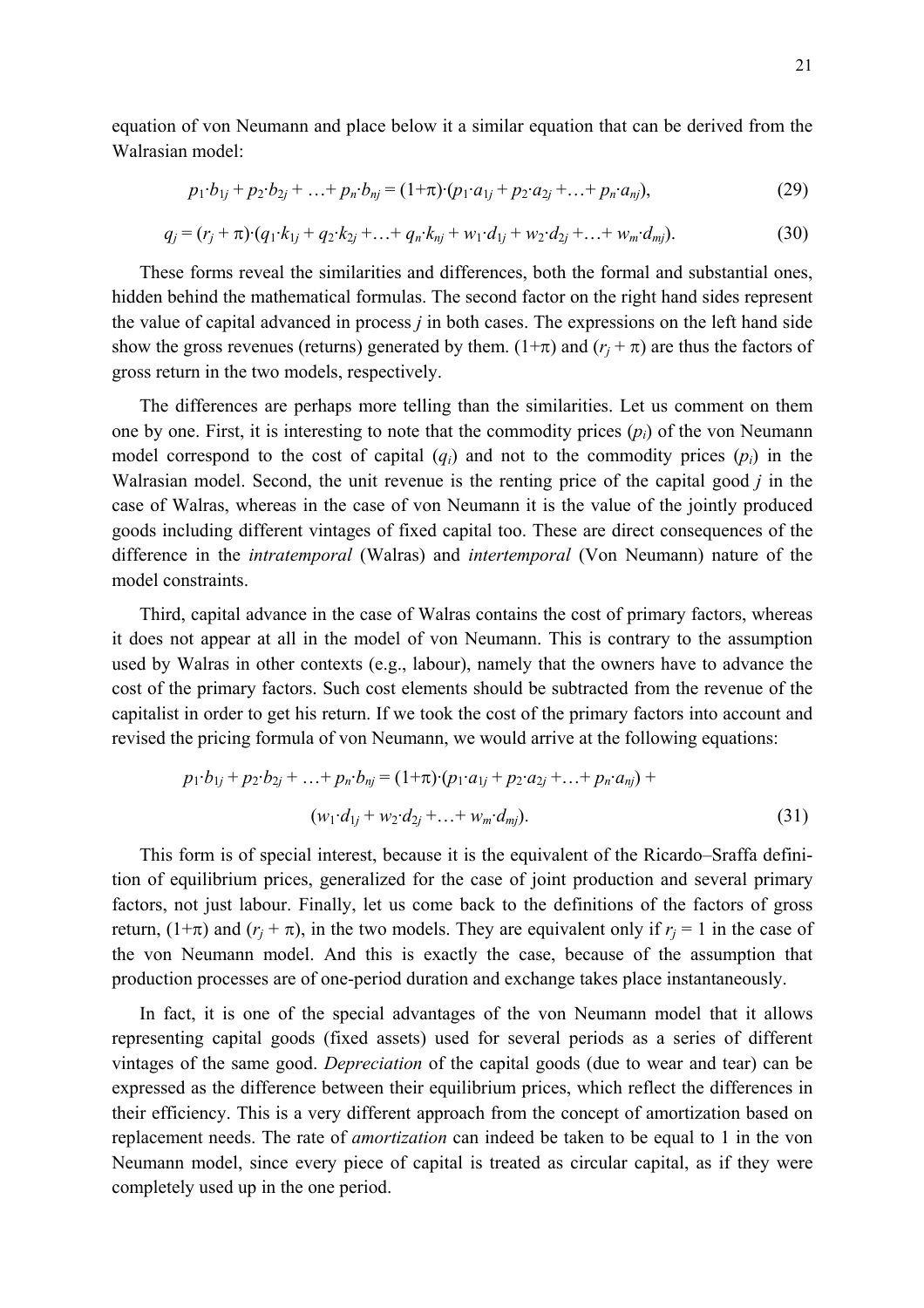equation of von Neumann and place below it a similar equation that can be derived from the Walrasian model:

$$p_1 \cdot b_{1j} + p_2 \cdot b_{2j} + \ldots + p_n \cdot b_{nj} = (1+\pi) \cdot (p_1 \cdot a_{1j} + p_2 \cdot a_{2j} + \ldots + p_n \cdot a_{nj}), \tag{29}$$

$$q_j = (r_j + \pi) \cdot (q_1 \cdot k_{1j} + q_2 \cdot k_{2j} + \ldots + q_n \cdot k_{nj} + w_1 \cdot d_{1j} + w_2 \cdot d_{2j} + \ldots + w_m \cdot d_{mj}). \tag{30}$$

These forms reveal the similarities and differences, both the formal and substantial ones, hidden behind the mathematical formulas. The second factor on the right hand sides represent the value of capital advanced in process $j$ in both cases. The expressions on the left hand side show the gross revenues (returns) generated by them. $(1+\pi)$ and $(r_j + \pi)$ are thus the factors of gross return in the two models, respectively.

The differences are perhaps more telling than the similarities. Let us comment on them one by one. First, it is interesting to note that the commodity prices ($p_i$) of the von Neumann model correspond to the cost of capital ($q_i$) and not to the commodity prices ($p_i$) in the Walrasian model. Second, the unit revenue is the renting price of the capital good $j$ in the case of Walras, whereas in the case of von Neumann it is the value of the jointly produced goods including different vintages of fixed capital too. These are direct consequences of the difference in the *intratemporal* (Walras) and *intertemporal* (Von Neumann) nature of the model constraints.

Third, capital advance in the case of Walras contains the cost of primary factors, whereas it does not appear at all in the model of von Neumann. This is contrary to the assumption used by Walras in other contexts (e.g., labour), namely that the owners have to advance the cost of the primary factors. Such cost elements should be subtracted from the revenue of the capitalist in order to get his return. If we took the cost of the primary factors into account and revised the pricing formula of von Neumann, we would arrive at the following equations:

$$p_1 \cdot b_{1j} + p_2 \cdot b_{2j} + \ldots + p_n \cdot b_{nj} = (1+\pi) \cdot (p_1 \cdot a_{1j} + p_2 \cdot a_{2j} + \ldots + p_n \cdot a_{nj}) + (w_1 \cdot d_{1j} + w_2 \cdot d_{2j} + \ldots + w_m \cdot d_{mj}). \tag{31}$$

This form is of special interest, because it is the equivalent of the Ricardo–Sraffa definition of equilibrium prices, generalized for the case of joint production and several primary factors, not just labour. Finally, let us come back to the definitions of the factors of gross return, $(1+\pi)$ and $(r_j + \pi)$, in the two models. They are equivalent only if $r_j = 1$ in the case of the von Neumann model. And this is exactly the case, because of the assumption that production processes are of one-period duration and exchange takes place instantaneously.

In fact, it is one of the special advantages of the von Neumann model that it allows representing capital goods (fixed assets) used for several periods as a series of different vintages of the same good. *Depreciation* of the capital goods (due to wear and tear) can be expressed as the difference between their equilibrium prices, which reflect the differences in their efficiency. This is a very different approach from the concept of amortization based on replacement needs. The rate of *amortization* can indeed be taken to be equal to 1 in the von Neumann model, since every piece of capital is treated as circular capital, as if they were completely used up in the one period.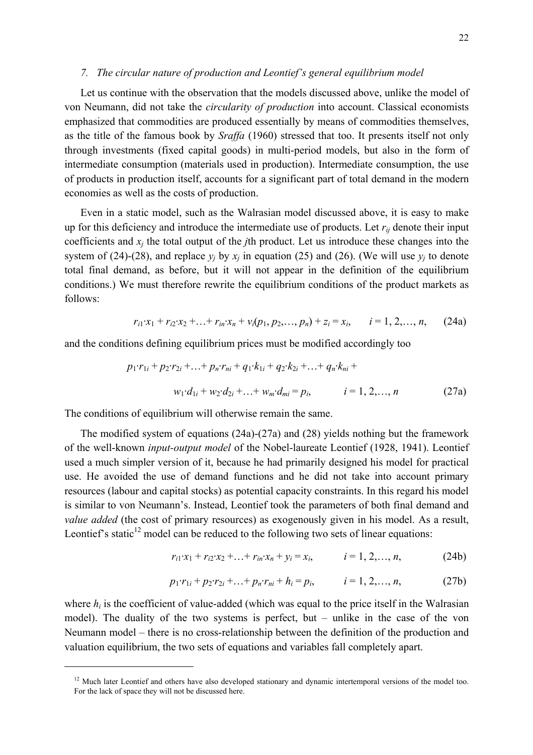### *7. The circular nature of production and Leontief's general equilibrium model*

Let us continue with the observation that the models discussed above, unlike the model of von Neumann, did not take the *circularity of production* into account. Classical economists emphasized that commodities are produced essentially by means of commodities themselves, as the title of the famous book by *Sraffa* (1960) stressed that too. It presents itself not only through investments (fixed capital goods) in multi-period models, but also in the form of intermediate consumption (materials used in production). Intermediate consumption, the use of products in production itself, accounts for a significant part of total demand in the modern economies as well as the costs of production.

Even in a static model, such as the Walrasian model discussed above, it is easy to make up for this deficiency and introduce the intermediate use of products. Let $r_{ij}$ denote their input coefficients and $x_j$ the total output of the $j$th product. Let us introduce these changes into the system of (24)-(28), and replace $y_j$ by $x_j$ in equation (25) and (26). (We will use $y_j$ to denote total final demand, as before, but it will not appear in the definition of the equilibrium conditions.) We must therefore rewrite the equilibrium conditions of the product markets as follows:

$$r_{i1} \cdot x_1 + r_{i2} \cdot x_2 + \ldots + r_{in} \cdot x_n + v_i(p_1, p_2, \ldots, p_n) + z_i = x_i, \qquad i = 1, 2, \ldots, n, \tag{24a}$$

and the conditions defining equilibrium prices must be modified accordingly too

$$p_1 \cdot r_{1i} + p_2 \cdot r_{2i} + \ldots + p_n \cdot r_{ni} + q_1 \cdot k_{1i} + q_2 \cdot k_{2i} + \ldots + q_n \cdot k_{ni} + w_1 \cdot d_{1i} + w_2 \cdot d_{2i} + \ldots + w_m \cdot d_{mi} = p_i, \qquad i = 1, 2, \ldots, n \tag{27a}$$

The conditions of equilibrium will otherwise remain the same.

The modified system of equations (24a)-(27a) and (28) yields nothing but the framework of the well-known *input-output model* of the Nobel-laureate Leontief (1928, 1941). Leontief used a much simpler version of it, because he had primarily designed his model for practical use. He avoided the use of demand functions and he did not take into account primary resources (labour and capital stocks) as potential capacity constraints. In this regard his model is similar to von Neumann's. Instead, Leontief took the parameters of both final demand and *value added* (the cost of primary resources) as exogenously given in his model. As a result, Leontief's static[12] model can be reduced to the following two sets of linear equations:

$$r_{i1} \cdot x_1 + r_{i2} \cdot x_2 + \ldots + r_{in} \cdot x_n + y_i = x_i, \qquad i = 1, 2, \ldots, n, \tag{24b}$$

$$p_1 \cdot r_{1i} + p_2 \cdot r_{2i} + \ldots + p_n \cdot r_{ni} + h_i = p_i, \qquad i = 1, 2, \ldots, n, \tag{27b}$$

where $h_i$ is the coefficient of value-added (which was equal to the price itself in the Walrasian model). The duality of the two systems is perfect, but – unlike in the case of the von Neumann model – there is no cross-relationship between the definition of the production and valuation equilibrium, the two sets of equations and variables fall completely apart.

---

[12] Much later Leontief and others have also developed stationary and dynamic intertemporal versions of the model too. For the lack of space they will not be discussed here.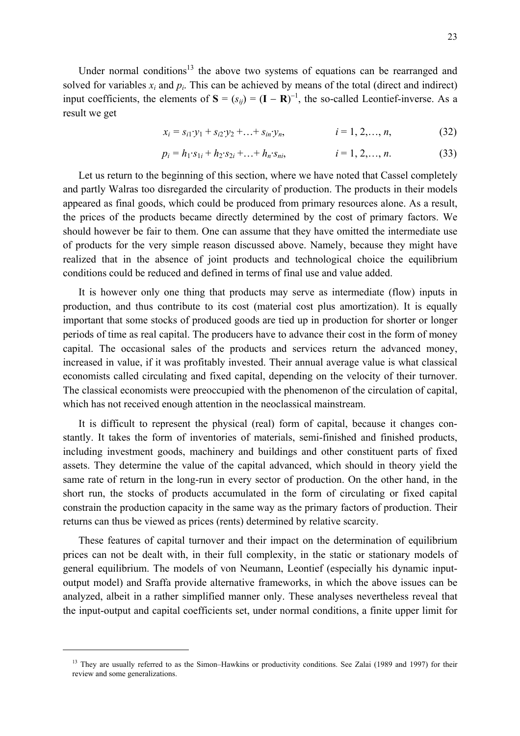Under normal conditions[13] the above two systems of equations can be rearranged and solved for variables $x_i$ and $p_i$. This can be achieved by means of the total (direct and indirect) input coefficients, the elements of $\mathbf{S} = (s_{ij}) = (\mathbf{I} - \mathbf{R})^{-1}$, the so-called Leontief-inverse. As a result we get

$$x_i = s_{i1} \cdot y_1 + s_{i2} \cdot y_2 + \ldots + s_{in} \cdot y_n, \qquad i = 1, 2, \ldots, n, \tag{32}$$

$$p_i = h_1 \cdot s_{1i} + h_2 \cdot s_{2i} + \ldots + h_n \cdot s_{ni}, \qquad i = 1, 2, \ldots, n. \tag{33}$$

Let us return to the beginning of this section, where we have noted that Cassel completely and partly Walras too disregarded the circularity of production. The products in their models appeared as final goods, which could be produced from primary resources alone. As a result, the prices of the products became directly determined by the cost of primary factors. We should however be fair to them. One can assume that they have omitted the intermediate use of products for the very simple reason discussed above. Namely, because they might have realized that in the absence of joint products and technological choice the equilibrium conditions could be reduced and defined in terms of final use and value added.

It is however only one thing that products may serve as intermediate (flow) inputs in production, and thus contribute to its cost (material cost plus amortization). It is equally important that some stocks of produced goods are tied up in production for shorter or longer periods of time as real capital. The producers have to advance their cost in the form of money capital. The occasional sales of the products and services return the advanced money, increased in value, if it was profitably invested. Their annual average value is what classical economists called circulating and fixed capital, depending on the velocity of their turnover. The classical economists were preoccupied with the phenomenon of the circulation of capital, which has not received enough attention in the neoclassical mainstream.

It is difficult to represent the physical (real) form of capital, because it changes constantly. It takes the form of inventories of materials, semi-finished and finished products, including investment goods, machinery and buildings and other constituent parts of fixed assets. They determine the value of the capital advanced, which should in theory yield the same rate of return in the long-run in every sector of production. On the other hand, in the short run, the stocks of products accumulated in the form of circulating or fixed capital constrain the production capacity in the same way as the primary factors of production. Their returns can thus be viewed as prices (rents) determined by relative scarcity.

These features of capital turnover and their impact on the determination of equilibrium prices can not be dealt with, in their full complexity, in the static or stationary models of general equilibrium. The models of von Neumann, Leontief (especially his dynamic input-output model) and Sraffa provide alternative frameworks, in which the above issues can be analyzed, albeit in a rather simplified manner only. These analyses nevertheless reveal that the input-output and capital coefficients set, under normal conditions, a finite upper limit for

---

[13] They are usually referred to as the Simon–Hawkins or productivity conditions. See Zalai (1989 and 1997) for their review and some generalizations.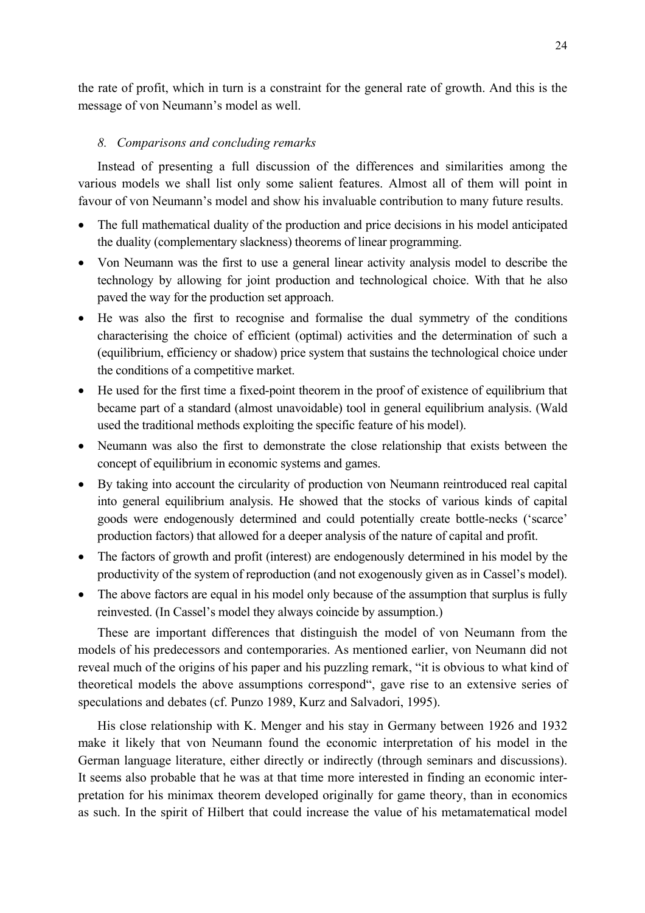the rate of profit, which in turn is a constraint for the general rate of growth. And this is the message of von Neumann's model as well.

## 8. *Comparisons and concluding remarks*

Instead of presenting a full discussion of the differences and similarities among the various models we shall list only some salient features. Almost all of them will point in favour of von Neumann's model and show his invaluable contribution to many future results.

- The full mathematical duality of the production and price decisions in his model anticipated the duality (complementary slackness) theorems of linear programming.
- Von Neumann was the first to use a general linear activity analysis model to describe the technology by allowing for joint production and technological choice. With that he also paved the way for the production set approach.
- He was also the first to recognise and formalise the dual symmetry of the conditions characterising the choice of efficient (optimal) activities and the determination of such a (equilibrium, efficiency or shadow) price system that sustains the technological choice under the conditions of a competitive market.
- He used for the first time a fixed-point theorem in the proof of existence of equilibrium that became part of a standard (almost unavoidable) tool in general equilibrium analysis. (Wald used the traditional methods exploiting the specific feature of his model).
- Neumann was also the first to demonstrate the close relationship that exists between the concept of equilibrium in economic systems and games.
- By taking into account the circularity of production von Neumann reintroduced real capital into general equilibrium analysis. He showed that the stocks of various kinds of capital goods were endogenously determined and could potentially create bottle-necks ('scarce' production factors) that allowed for a deeper analysis of the nature of capital and profit.
- The factors of growth and profit (interest) are endogenously determined in his model by the productivity of the system of reproduction (and not exogenously given as in Cassel's model).
- The above factors are equal in his model only because of the assumption that surplus is fully reinvested. (In Cassel's model they always coincide by assumption.)

These are important differences that distinguish the model of von Neumann from the models of his predecessors and contemporaries. As mentioned earlier, von Neumann did not reveal much of the origins of his paper and his puzzling remark, "it is obvious to what kind of theoretical models the above assumptions correspond", gave rise to an extensive series of speculations and debates (cf. Punzo 1989, Kurz and Salvadori, 1995).

His close relationship with K. Menger and his stay in Germany between 1926 and 1932 make it likely that von Neumann found the economic interpretation of his model in the German language literature, either directly or indirectly (through seminars and discussions). It seems also probable that he was at that time more interested in finding an economic interpretation for his minimax theorem developed originally for game theory, than in economics as such. In the spirit of Hilbert that could increase the value of his metamatematical model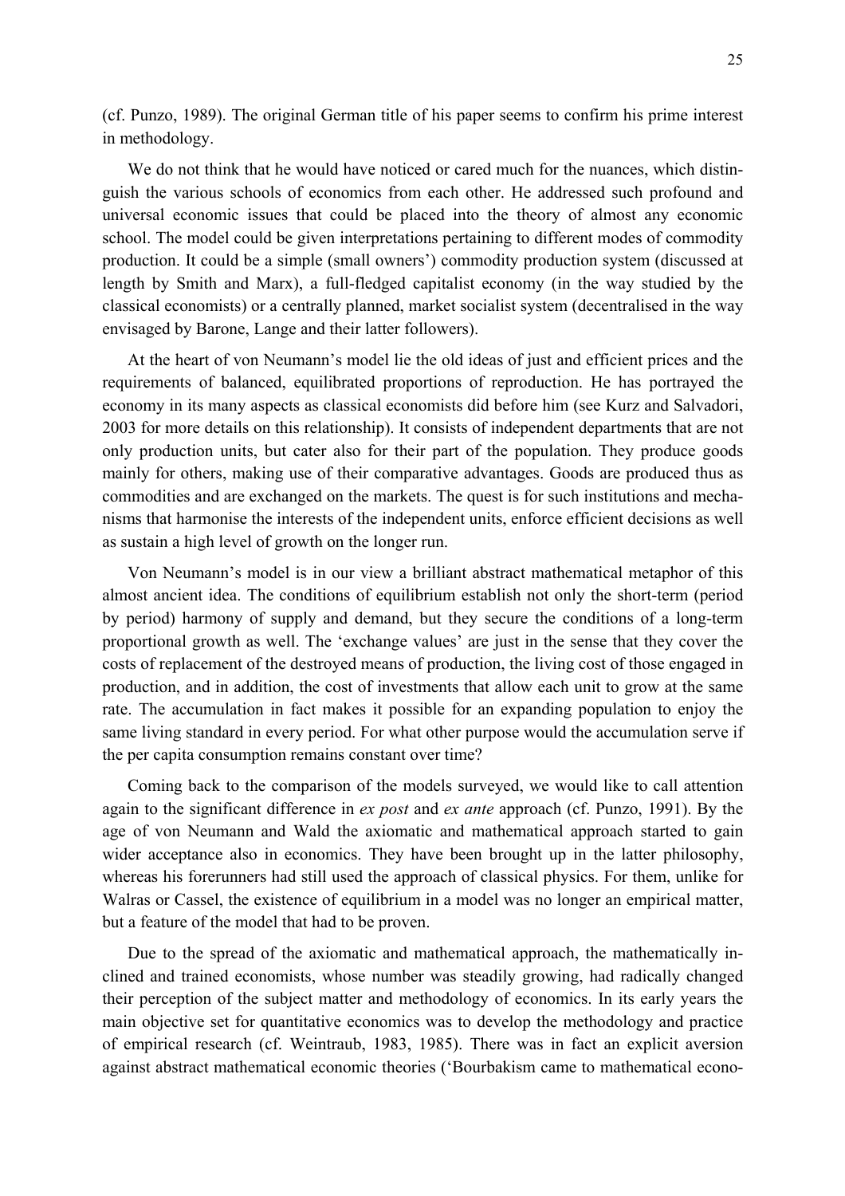(cf. Punzo, 1989). The original German title of his paper seems to confirm his prime interest in methodology.

We do not think that he would have noticed or cared much for the nuances, which distinguish the various schools of economics from each other. He addressed such profound and universal economic issues that could be placed into the theory of almost any economic school. The model could be given interpretations pertaining to different modes of commodity production. It could be a simple (small owners') commodity production system (discussed at length by Smith and Marx), a full-fledged capitalist economy (in the way studied by the classical economists) or a centrally planned, market socialist system (decentralised in the way envisaged by Barone, Lange and their latter followers).

At the heart of von Neumann's model lie the old ideas of just and efficient prices and the requirements of balanced, equilibrated proportions of reproduction. He has portrayed the economy in its many aspects as classical economists did before him (see Kurz and Salvadori, 2003 for more details on this relationship). It consists of independent departments that are not only production units, but cater also for their part of the population. They produce goods mainly for others, making use of their comparative advantages. Goods are produced thus as commodities and are exchanged on the markets. The quest is for such institutions and mechanisms that harmonise the interests of the independent units, enforce efficient decisions as well as sustain a high level of growth on the longer run.

Von Neumann's model is in our view a brilliant abstract mathematical metaphor of this almost ancient idea. The conditions of equilibrium establish not only the short-term (period by period) harmony of supply and demand, but they secure the conditions of a long-term proportional growth as well. The 'exchange values' are just in the sense that they cover the costs of replacement of the destroyed means of production, the living cost of those engaged in production, and in addition, the cost of investments that allow each unit to grow at the same rate. The accumulation in fact makes it possible for an expanding population to enjoy the same living standard in every period. For what other purpose would the accumulation serve if the per capita consumption remains constant over time?

Coming back to the comparison of the models surveyed, we would like to call attention again to the significant difference in *ex post* and *ex ante* approach (cf. Punzo, 1991). By the age of von Neumann and Wald the axiomatic and mathematical approach started to gain wider acceptance also in economics. They have been brought up in the latter philosophy, whereas his forerunners had still used the approach of classical physics. For them, unlike for Walras or Cassel, the existence of equilibrium in a model was no longer an empirical matter, but a feature of the model that had to be proven.

Due to the spread of the axiomatic and mathematical approach, the mathematically inclined and trained economists, whose number was steadily growing, had radically changed their perception of the subject matter and methodology of economics. In its early years the main objective set for quantitative economics was to develop the methodology and practice of empirical research (cf. Weintraub, 1983, 1985). There was in fact an explicit aversion against abstract mathematical economic theories ('Bourbakism came to mathematical econo-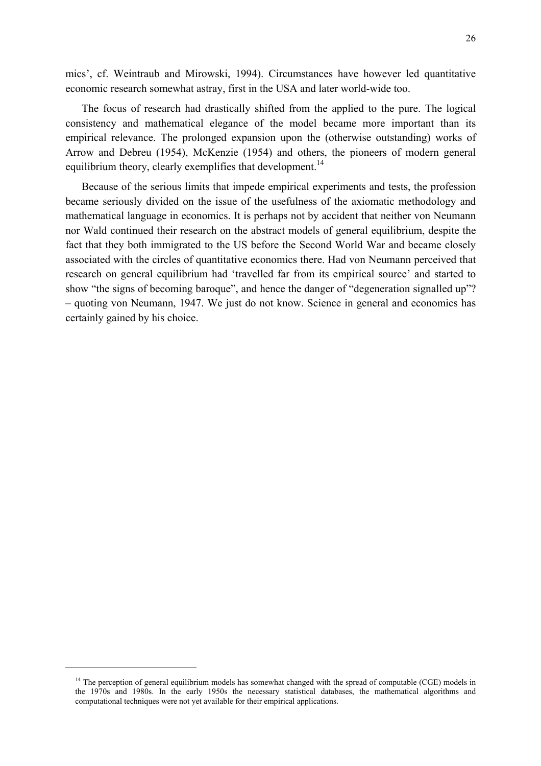mics', cf. Weintraub and Mirowski, 1994). Circumstances have however led quantitative economic research somewhat astray, first in the USA and later world-wide too.

The focus of research had drastically shifted from the applied to the pure. The logical consistency and mathematical elegance of the model became more important than its empirical relevance. The prolonged expansion upon the (otherwise outstanding) works of Arrow and Debreu (1954), McKenzie (1954) and others, the pioneers of modern general equilibrium theory, clearly exemplifies that development.[14]

Because of the serious limits that impede empirical experiments and tests, the profession became seriously divided on the issue of the usefulness of the axiomatic methodology and mathematical language in economics. It is perhaps not by accident that neither von Neumann nor Wald continued their research on the abstract models of general equilibrium, despite the fact that they both immigrated to the US before the Second World War and became closely associated with the circles of quantitative economics there. Had von Neumann perceived that research on general equilibrium had 'travelled far from its empirical source' and started to show "the signs of becoming baroque", and hence the danger of "degeneration signalled up"? – quoting von Neumann, 1947. We just do not know. Science in general and economics has certainly gained by his choice.

---

[14] The perception of general equilibrium models has somewhat changed with the spread of computable (CGE) models in the 1970s and 1980s. In the early 1950s the necessary statistical databases, the mathematical algorithms and computational techniques were not yet available for their empirical applications.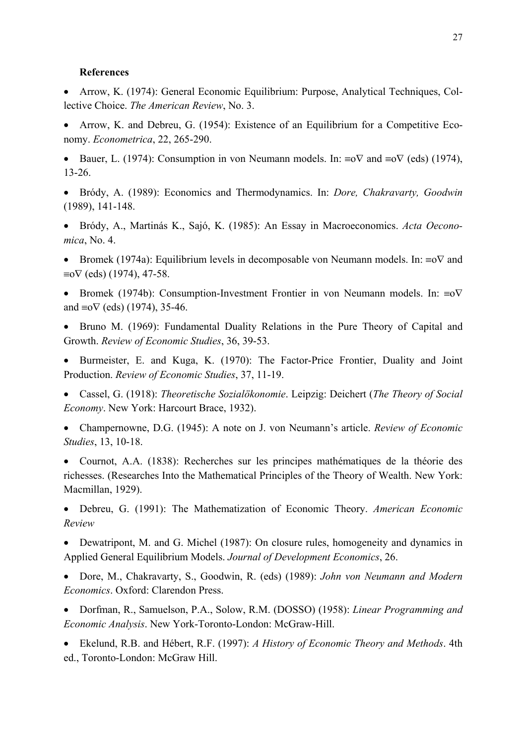**References**

- Arrow, K. (1974): General Economic Equilibrium: Purpose, Analytical Techniques, Collective Choice. *The American Review*, No. 3.
- Arrow, K. and Debreu, G. (1954): Existence of an Equilibrium for a Competitive Economy. *Econometrica*, 22, 265-290.
- Bauer, L. (1974): Consumption in von Neumann models. In: ≡o∇ and ≡o∇ (eds) (1974), 13-26.
- Bródy, A. (1989): Economics and Thermodynamics. In: *Dore, Chakravarty, Goodwin* (1989), 141-148.
- Bródy, A., Martinás K., Sajó, K. (1985): An Essay in Macroeconomics. *Acta Oeconomica*, No. 4.
- Bromek (1974a): Equilibrium levels in decomposable von Neumann models. In: ≡o∇ and ≡o∇ (eds) (1974), 47-58.
- Bromek (1974b): Consumption-Investment Frontier in von Neumann models. In: ≡o∇ and ≡o∇ (eds) (1974), 35-46.
- Bruno M. (1969): Fundamental Duality Relations in the Pure Theory of Capital and Growth. *Review of Economic Studies*, 36, 39-53.
- Burmeister, E. and Kuga, K. (1970): The Factor-Price Frontier, Duality and Joint Production. *Review of Economic Studies*, 37, 11-19.
- Cassel, G. (1918): *Theoretische Sozialökonomie*. Leipzig: Deichert (*The Theory of Social Economy*. New York: Harcourt Brace, 1932).
- Champernowne, D.G. (1945): A note on J. von Neumann's article. *Review of Economic Studies*, 13, 10-18.
- Cournot, A.A. (1838): Recherches sur les principes mathématiques de la théorie des richesses. (Researches Into the Mathematical Principles of the Theory of Wealth. New York: Macmillan, 1929).
- Debreu, G. (1991): The Mathematization of Economic Theory. *American Economic Review*
- Dewatripont, M. and G. Michel (1987): On closure rules, homogeneity and dynamics in Applied General Equilibrium Models. *Journal of Development Economics*, 26.
- Dore, M., Chakravarty, S., Goodwin, R. (eds) (1989): *John von Neumann and Modern Economics*. Oxford: Clarendon Press.
- Dorfman, R., Samuelson, P.A., Solow, R.M. (DOSSO) (1958): *Linear Programming and Economic Analysis*. New York-Toronto-London: McGraw-Hill.
- Ekelund, R.B. and Hébert, R.F. (1997): *A History of Economic Theory and Methods*. 4th ed., Toronto-London: McGraw Hill.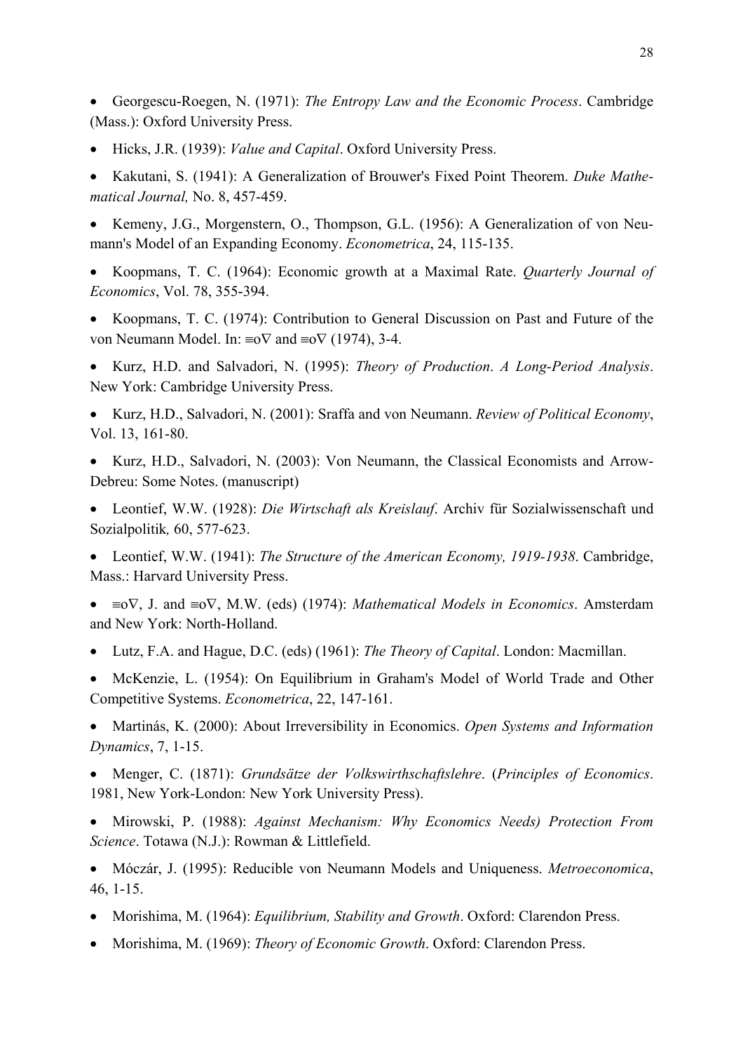- Georgescu-Roegen, N. (1971): *The Entropy Law and the Economic Process*. Cambridge (Mass.): Oxford University Press.
- Hicks, J.R. (1939): *Value and Capital*. Oxford University Press.
- Kakutani, S. (1941): A Generalization of Brouwer's Fixed Point Theorem. *Duke Mathematical Journal,* No. 8, 457-459.
- Kemeny, J.G., Morgenstern, O., Thompson, G.L. (1956): A Generalization of von Neumann's Model of an Expanding Economy. *Econometrica*, 24, 115-135.
- Koopmans, T. C. (1964): Economic growth at a Maximal Rate. *Quarterly Journal of Economics*, Vol. 78, 355-394.
- Koopmans, T. C. (1974): Contribution to General Discussion on Past and Future of the von Neumann Model. In: ≡o∇ and ≡o∇ (1974), 3-4.
- Kurz, H.D. and Salvadori, N. (1995): *Theory of Production*. *A Long-Period Analysis*. New York: Cambridge University Press.
- Kurz, H.D., Salvadori, N. (2001): Sraffa and von Neumann. *Review of Political Economy*, Vol. 13, 161-80.
- Kurz, H.D., Salvadori, N. (2003): Von Neumann, the Classical Economists and Arrow-Debreu: Some Notes. (manuscript)
- Leontief, W.W. (1928): *Die Wirtschaft als Kreislauf*. Archiv für Sozialwissenschaft und Sozialpolitik*,* 60, 577-623.
- Leontief, W.W. (1941): *The Structure of the American Economy, 1919-1938*. Cambridge, Mass.: Harvard University Press.
- ≡o∇, J. and ≡o∇, M.W. (eds) (1974): *Mathematical Models in Economics*. Amsterdam and New York: North-Holland.
- Lutz, F.A. and Hague, D.C. (eds) (1961): *The Theory of Capital*. London: Macmillan.
- McKenzie, L. (1954): On Equilibrium in Graham's Model of World Trade and Other Competitive Systems. *Econometrica*, 22, 147-161.
- Martinás, K. (2000): About Irreversibility in Economics. *Open Systems and Information Dynamics*, 7, 1-15.
- Menger, C. (1871): *Grundsätze der Volkswirthschaftslehre*. (*Principles of Economics*. 1981, New York-London: New York University Press).
- Mirowski, P. (1988): *Against Mechanism: Why Economics Needs) Protection From Science*. Totawa (N.J.): Rowman & Littlefield.
- Móczár, J. (1995): Reducible von Neumann Models and Uniqueness. *Metroeconomica*, 46, 1-15.
- Morishima, M. (1964): *Equilibrium, Stability and Growth*. Oxford: Clarendon Press.
- Morishima, M. (1969): *Theory of Economic Growth*. Oxford: Clarendon Press.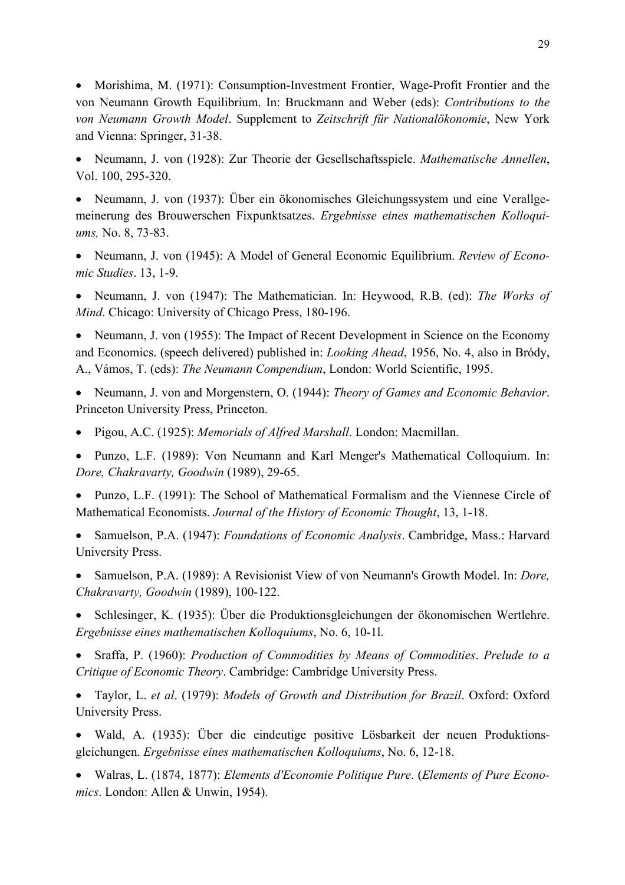- Morishima, M. (1971): Consumption-Investment Frontier, Wage-Profit Frontier and the von Neumann Growth Equilibrium. In: Bruckmann and Weber (eds): *Contributions to the von Neumann Growth Model*. Supplement to *Zeitschrift für Nationalökonomie*, New York and Vienna: Springer, 31-38.

- Neumann, J. von (1928): Zur Theorie der Gesellschaftsspiele. *Mathematische Annellen*, Vol. 100, 295-320.

- Neumann, J. von (1937): Über ein ökonomisches Gleichungssystem und eine Verallgemeinerung des Brouwerschen Fixpunktsatzes. *Ergebnisse eines mathematischen Kolloquiums,* No. 8, 73-83.

- Neumann, J. von (1945): A Model of General Economic Equilibrium. *Review of Economic Studies*. 13, 1-9.

- Neumann, J. von (1947): The Mathematician. In: Heywood, R.B. (ed): *The Works of Mind*. Chicago: University of Chicago Press, 180-196.

- Neumann, J. von (1955): The Impact of Recent Development in Science on the Economy and Economics. (speech delivered) published in: *Looking Ahead*, 1956, No. 4, also in Bródy, A., Vámos, T. (eds): *The Neumann Compendium*, London: World Scientific, 1995.

- Neumann, J. von and Morgenstern, O. (1944): *Theory of Games and Economic Behavior*. Princeton University Press, Princeton.

- Pigou, A.C. (1925): *Memorials of Alfred Marshall*. London: Macmillan.

- Punzo, L.F. (1989): Von Neumann and Karl Menger's Mathematical Colloquium. In: *Dore, Chakravarty, Goodwin* (1989), 29-65.

- Punzo, L.F. (1991): The School of Mathematical Formalism and the Viennese Circle of Mathematical Economists. *Journal of the History of Economic Thought*, 13, 1-18.

- Samuelson, P.A. (1947): *Foundations of Economic Analysis*. Cambridge, Mass.: Harvard University Press.

- Samuelson, P.A. (1989): A Revisionist View of von Neumann's Growth Model. In: *Dore, Chakravarty, Goodwin* (1989), 100-122.

- Schlesinger, K. (1935): Über die Produktionsgleichungen der ökonomischen Wertlehre. *Ergebnisse eines mathematischen Kolloquiums*, No. 6, 10-1l.

- Sraffa, P. (1960): *Production of Commodities by Means of Commodities*. *Prelude to a Critique of Economic Theory*. Cambridge: Cambridge University Press.

- Taylor, L. *et al*. (1979): *Models of Growth and Distribution for Brazil*. Oxford: Oxford University Press.

- Wald, A. (1935): Über die eindeutige positive Lösbarkeit der neuen Produktionsgleichungen. *Ergebnisse eines mathematischen Kolloquiums*, No. 6, 12-18.

- Walras, L. (1874, 1877): *Elements d'Economie Politique Pure*. (*Elements of Pure Economics*. London: Allen & Unwin, 1954).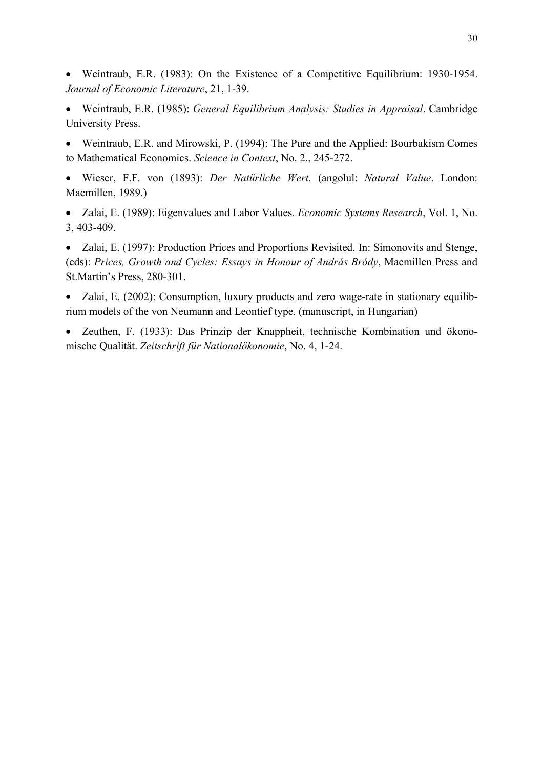- Weintraub, E.R. (1983): On the Existence of a Competitive Equilibrium: 1930-1954. *Journal of Economic Literature*, 21, 1-39.
- Weintraub, E.R. (1985): *General Equilibrium Analysis: Studies in Appraisal*. Cambridge University Press.
- Weintraub, E.R. and Mirowski, P. (1994): The Pure and the Applied: Bourbakism Comes to Mathematical Economics. *Science in Context*, No. 2., 245-272.
- Wieser, F.F. von (1893): *Der Natürliche Wert*. (angolul: *Natural Value*. London: Macmillen, 1989.)
- Zalai, E. (1989): Eigenvalues and Labor Values. *Economic Systems Research*, Vol. 1, No. 3, 403-409.
- Zalai, E. (1997): Production Prices and Proportions Revisited. In: Simonovits and Stenge, (eds): *Prices, Growth and Cycles: Essays in Honour of András Bródy*, Macmillen Press and St.Martin's Press, 280-301.
- Zalai, E. (2002): Consumption, luxury products and zero wage-rate in stationary equilibrium models of the von Neumann and Leontief type. (manuscript, in Hungarian)
- Zeuthen, F. (1933): Das Prinzip der Knappheit, technische Kombination und ökonomische Qualität. *Zeitschrift für Nationalökonomie*, No. 4, 1-24.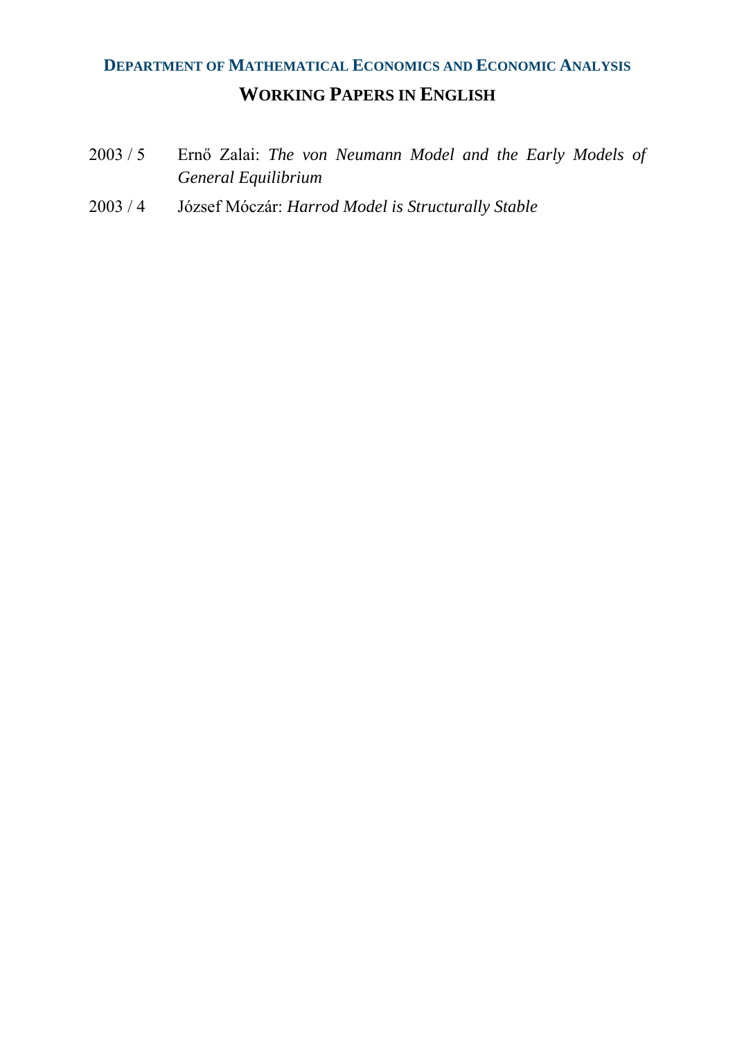## Department of Mathematical Economics and Economic Analysis

## Working Papers in English

2003 / 5 Ernő Zalai: *The von Neumann Model and the Early Models of General Equilibrium*

2003 / 4 József Móczár: *Harrod Model is Structurally Stable*